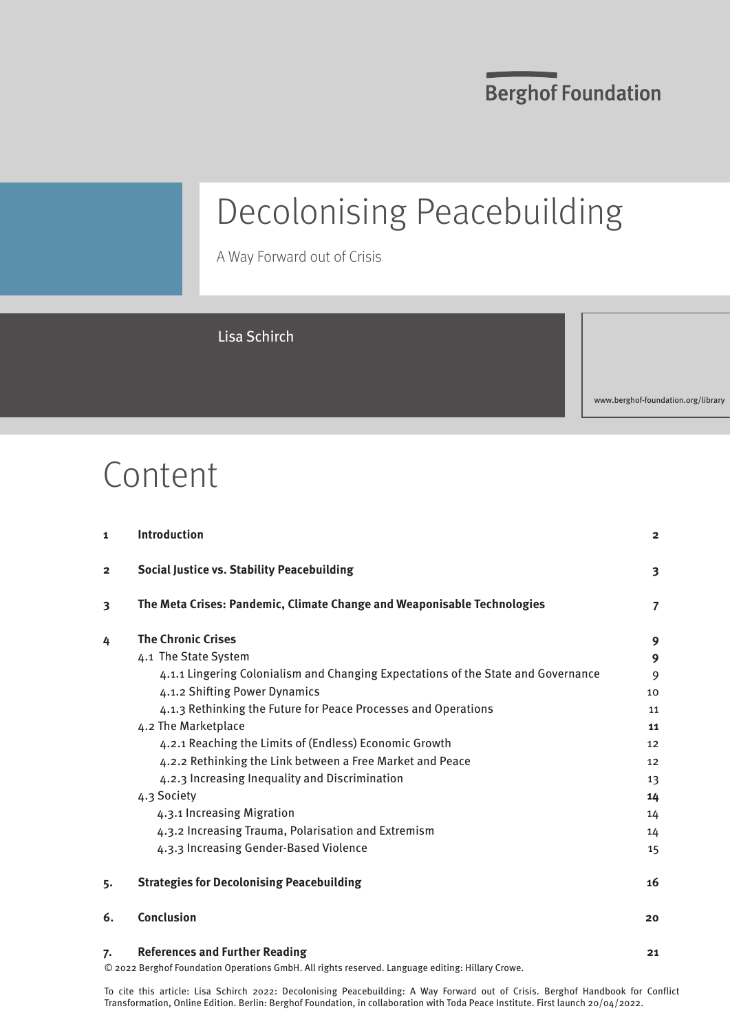Berghof Foundation

# Decolonising Peacebuilding

A Way Forward out of Crisis

Lisa Schirch

www.berghof-foundation.org/library

## Content

| | | |
|---|---|---|
| **1** | **Introduction** | **2** |
| **2** | **Social Justice vs. Stability Peacebuilding** | **3** |
| **3** | **The Meta Crises: Pandemic, Climate Change and Weaponisable Technologies** | **7** |
| **4** | **The Chronic Crises** | **9** |
| | 4.1 The State System | **9** |
| | 4.1.1 Lingering Colonialism and Changing Expectations of the State and Governance | 9 |
| | 4.1.2 Shifting Power Dynamics | 10 |
| | 4.1.3 Rethinking the Future for Peace Processes and Operations | 11 |
| | 4.2 The Marketplace | **11** |
| | 4.2.1 Reaching the Limits of (Endless) Economic Growth | 12 |
| | 4.2.2 Rethinking the Link between a Free Market and Peace | 12 |
| | 4.2.3 Increasing Inequality and Discrimination | 13 |
| | 4.3 Society | **14** |
| | 4.3.1 Increasing Migration | 14 |
| | 4.3.2 Increasing Trauma, Polarisation and Extremism | 14 |
| | 4.3.3 Increasing Gender-Based Violence | 15 |
| **5.** | **Strategies for Decolonising Peacebuilding** | **16** |
| **6.** | **Conclusion** | **20** |
| **7.** | **References and Further Reading** | **21** |

© 2022 Berghof Foundation Operations GmbH. All rights reserved. Language editing: Hillary Crowe.

To cite this article: Lisa Schirch 2022: Decolonising Peacebuilding: A Way Forward out of Crisis. Berghof Handbook for Conflict Transformation, Online Edition. Berlin: Berghof Foundation, in collaboration with Toda Peace Institute. First launch 20/04/2022.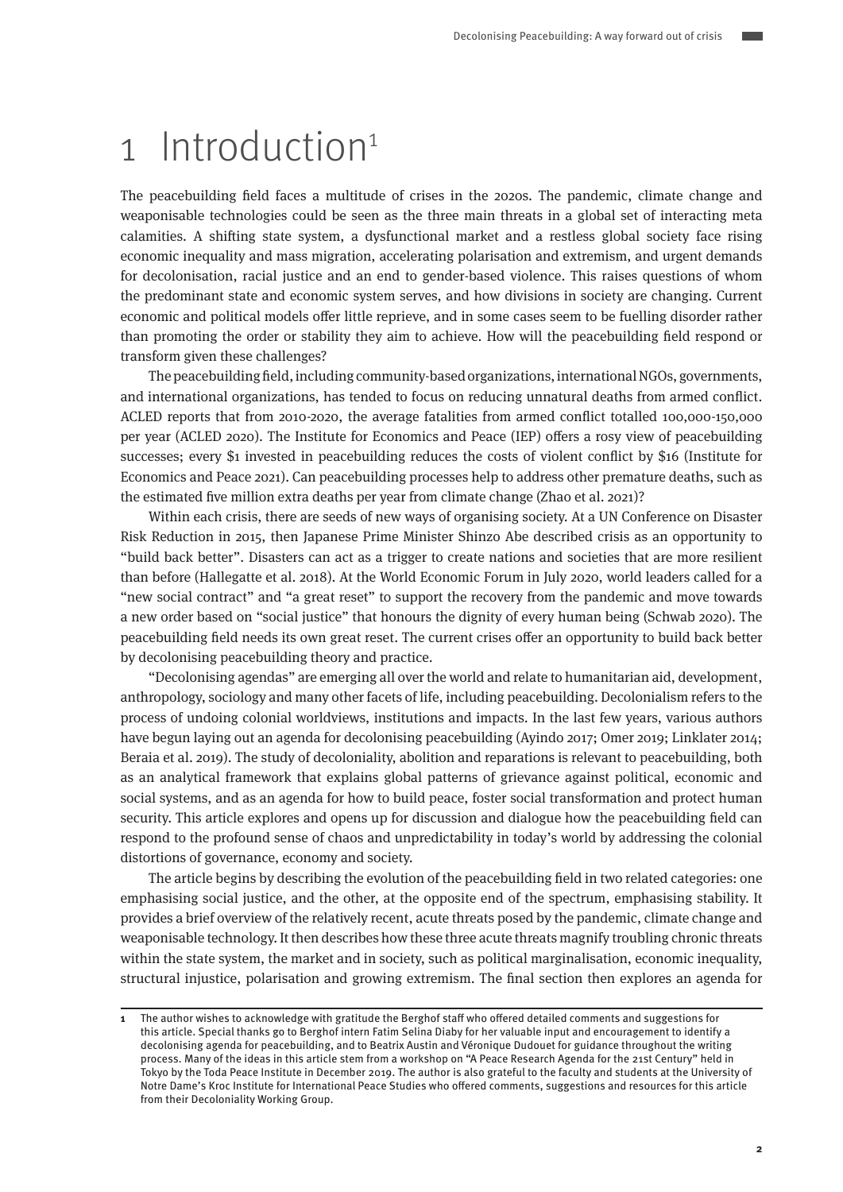# 1 Introduction[1]

The peacebuilding field faces a multitude of crises in the 2020s. The pandemic, climate change and weaponisable technologies could be seen as the three main threats in a global set of interacting meta calamities. A shifting state system, a dysfunctional market and a restless global society face rising economic inequality and mass migration, accelerating polarisation and extremism, and urgent demands for decolonisation, racial justice and an end to gender-based violence. This raises questions of whom the predominant state and economic system serves, and how divisions in society are changing. Current economic and political models offer little reprieve, and in some cases seem to be fuelling disorder rather than promoting the order or stability they aim to achieve. How will the peacebuilding field respond or transform given these challenges?

The peacebuilding field, including community-based organizations, international NGOs, governments, and international organizations, has tended to focus on reducing unnatural deaths from armed conflict. ACLED reports that from 2010-2020, the average fatalities from armed conflict totalled 100,000-150,000 per year (ACLED 2020). The Institute for Economics and Peace (IEP) offers a rosy view of peacebuilding successes; every $1 invested in peacebuilding reduces the costs of violent conflict by $16 (Institute for Economics and Peace 2021). Can peacebuilding processes help to address other premature deaths, such as the estimated five million extra deaths per year from climate change (Zhao et al. 2021)?

Within each crisis, there are seeds of new ways of organising society. At a UN Conference on Disaster Risk Reduction in 2015, then Japanese Prime Minister Shinzo Abe described crisis as an opportunity to "build back better". Disasters can act as a trigger to create nations and societies that are more resilient than before (Hallegatte et al. 2018). At the World Economic Forum in July 2020, world leaders called for a "new social contract" and "a great reset" to support the recovery from the pandemic and move towards a new order based on "social justice" that honours the dignity of every human being (Schwab 2020). The peacebuilding field needs its own great reset. The current crises offer an opportunity to build back better by decolonising peacebuilding theory and practice.

"Decolonising agendas" are emerging all over the world and relate to humanitarian aid, development, anthropology, sociology and many other facets of life, including peacebuilding. Decolonialism refers to the process of undoing colonial worldviews, institutions and impacts. In the last few years, various authors have begun laying out an agenda for decolonising peacebuilding (Ayindo 2017; Omer 2019; Linklater 2014; Beraia et al. 2019). The study of decoloniality, abolition and reparations is relevant to peacebuilding, both as an analytical framework that explains global patterns of grievance against political, economic and social systems, and as an agenda for how to build peace, foster social transformation and protect human security. This article explores and opens up for discussion and dialogue how the peacebuilding field can respond to the profound sense of chaos and unpredictability in today's world by addressing the colonial distortions of governance, economy and society.

The article begins by describing the evolution of the peacebuilding field in two related categories: one emphasising social justice, and the other, at the opposite end of the spectrum, emphasising stability. It provides a brief overview of the relatively recent, acute threats posed by the pandemic, climate change and weaponisable technology. It then describes how these three acute threats magnify troubling chronic threats within the state system, the market and in society, such as political marginalisation, economic inequality, structural injustice, polarisation and growing extremism. The final section then explores an agenda for

---

**1** The author wishes to acknowledge with gratitude the Berghof staff who offered detailed comments and suggestions for this article. Special thanks go to Berghof intern Fatim Selina Diaby for her valuable input and encouragement to identify a decolonising agenda for peacebuilding, and to Beatrix Austin and Véronique Dudouet for guidance throughout the writing process. Many of the ideas in this article stem from a workshop on "A Peace Research Agenda for the 21st Century" held in Tokyo by the Toda Peace Institute in December 2019. The author is also grateful to the faculty and students at the University of Notre Dame's Kroc Institute for International Peace Studies who offered comments, suggestions and resources for this article from their Decoloniality Working Group.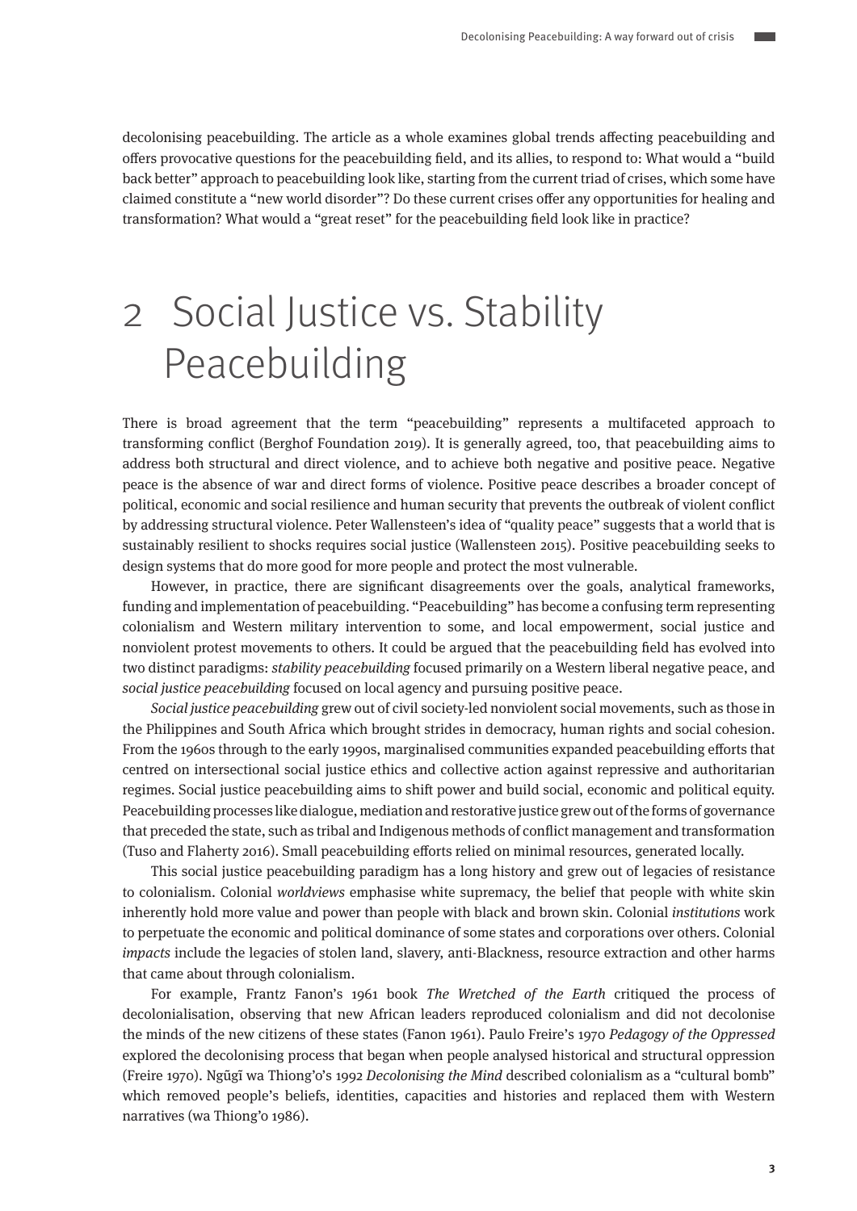decolonising peacebuilding. The article as a whole examines global trends affecting peacebuilding and offers provocative questions for the peacebuilding field, and its allies, to respond to: What would a "build back better" approach to peacebuilding look like, starting from the current triad of crises, which some have claimed constitute a "new world disorder"? Do these current crises offer any opportunities for healing and transformation? What would a "great reset" for the peacebuilding field look like in practice?

# 2 Social Justice vs. Stability Peacebuilding

There is broad agreement that the term "peacebuilding" represents a multifaceted approach to transforming conflict (Berghof Foundation 2019). It is generally agreed, too, that peacebuilding aims to address both structural and direct violence, and to achieve both negative and positive peace. Negative peace is the absence of war and direct forms of violence. Positive peace describes a broader concept of political, economic and social resilience and human security that prevents the outbreak of violent conflict by addressing structural violence. Peter Wallensteen's idea of "quality peace" suggests that a world that is sustainably resilient to shocks requires social justice (Wallensteen 2015). Positive peacebuilding seeks to design systems that do more good for more people and protect the most vulnerable.

However, in practice, there are significant disagreements over the goals, analytical frameworks, funding and implementation of peacebuilding. "Peacebuilding" has become a confusing term representing colonialism and Western military intervention to some, and local empowerment, social justice and nonviolent protest movements to others. It could be argued that the peacebuilding field has evolved into two distinct paradigms: *stability peacebuilding* focused primarily on a Western liberal negative peace, and *social justice peacebuilding* focused on local agency and pursuing positive peace.

*Social justice peacebuilding* grew out of civil society-led nonviolent social movements, such as those in the Philippines and South Africa which brought strides in democracy, human rights and social cohesion. From the 1960s through to the early 1990s, marginalised communities expanded peacebuilding efforts that centred on intersectional social justice ethics and collective action against repressive and authoritarian regimes. Social justice peacebuilding aims to shift power and build social, economic and political equity. Peacebuilding processes like dialogue, mediation and restorative justice grew out of the forms of governance that preceded the state, such as tribal and Indigenous methods of conflict management and transformation (Tuso and Flaherty 2016). Small peacebuilding efforts relied on minimal resources, generated locally.

This social justice peacebuilding paradigm has a long history and grew out of legacies of resistance to colonialism. Colonial *worldviews* emphasise white supremacy, the belief that people with white skin inherently hold more value and power than people with black and brown skin. Colonial *institutions* work to perpetuate the economic and political dominance of some states and corporations over others. Colonial *impacts* include the legacies of stolen land, slavery, anti-Blackness, resource extraction and other harms that came about through colonialism.

For example, Frantz Fanon's 1961 book *The Wretched of the Earth* critiqued the process of decolonialisation, observing that new African leaders reproduced colonialism and did not decolonise the minds of the new citizens of these states (Fanon 1961). Paulo Freire's 1970 *Pedagogy of the Oppressed* explored the decolonising process that began when people analysed historical and structural oppression (Freire 1970). Ngũgĩ wa Thiong'o's 1992 *Decolonising the Mind* described colonialism as a "cultural bomb" which removed people's beliefs, identities, capacities and histories and replaced them with Western narratives (wa Thiong'o 1986).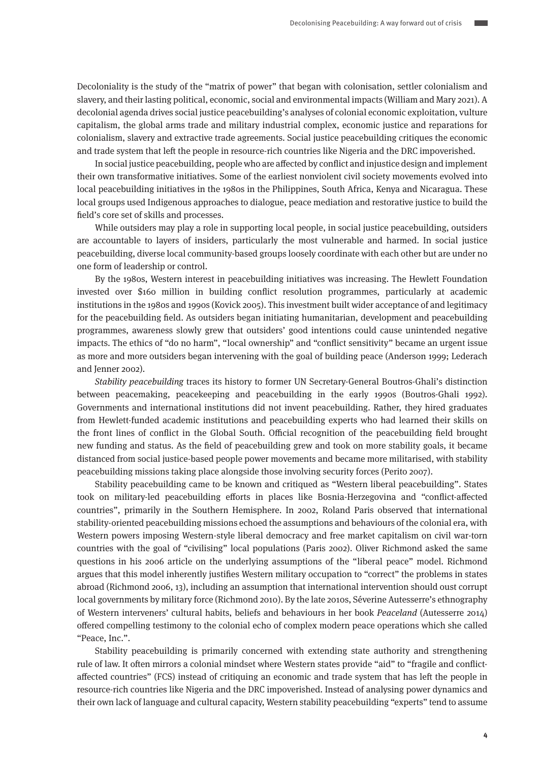Decoloniality is the study of the "matrix of power" that began with colonisation, settler colonialism and slavery, and their lasting political, economic, social and environmental impacts (William and Mary 2021). A decolonial agenda drives social justice peacebuilding's analyses of colonial economic exploitation, vulture capitalism, the global arms trade and military industrial complex, economic justice and reparations for colonialism, slavery and extractive trade agreements. Social justice peacebuilding critiques the economic and trade system that left the people in resource-rich countries like Nigeria and the DRC impoverished.

In social justice peacebuilding, people who are affected by conflict and injustice design and implement their own transformative initiatives. Some of the earliest nonviolent civil society movements evolved into local peacebuilding initiatives in the 1980s in the Philippines, South Africa, Kenya and Nicaragua. These local groups used Indigenous approaches to dialogue, peace mediation and restorative justice to build the field's core set of skills and processes.

While outsiders may play a role in supporting local people, in social justice peacebuilding, outsiders are accountable to layers of insiders, particularly the most vulnerable and harmed. In social justice peacebuilding, diverse local community-based groups loosely coordinate with each other but are under no one form of leadership or control.

By the 1980s, Western interest in peacebuilding initiatives was increasing. The Hewlett Foundation invested over $160 million in building conflict resolution programmes, particularly at academic institutions in the 1980s and 1990s (Kovick 2005). This investment built wider acceptance of and legitimacy for the peacebuilding field. As outsiders began initiating humanitarian, development and peacebuilding programmes, awareness slowly grew that outsiders' good intentions could cause unintended negative impacts. The ethics of "do no harm", "local ownership" and "conflict sensitivity" became an urgent issue as more and more outsiders began intervening with the goal of building peace (Anderson 1999; Lederach and Jenner 2002).

*Stability peacebuilding* traces its history to former UN Secretary-General Boutros-Ghali's distinction between peacemaking, peacekeeping and peacebuilding in the early 1990s (Boutros-Ghali 1992). Governments and international institutions did not invent peacebuilding. Rather, they hired graduates from Hewlett-funded academic institutions and peacebuilding experts who had learned their skills on the front lines of conflict in the Global South. Official recognition of the peacebuilding field brought new funding and status. As the field of peacebuilding grew and took on more stability goals, it became distanced from social justice-based people power movements and became more militarised, with stability peacebuilding missions taking place alongside those involving security forces (Perito 2007).

Stability peacebuilding came to be known and critiqued as "Western liberal peacebuilding". States took on military-led peacebuilding efforts in places like Bosnia-Herzegovina and "conflict-affected countries", primarily in the Southern Hemisphere. In 2002, Roland Paris observed that international stability-oriented peacebuilding missions echoed the assumptions and behaviours of the colonial era, with Western powers imposing Western-style liberal democracy and free market capitalism on civil war-torn countries with the goal of "civilising" local populations (Paris 2002). Oliver Richmond asked the same questions in his 2006 article on the underlying assumptions of the "liberal peace" model. Richmond argues that this model inherently justifies Western military occupation to "correct" the problems in states abroad (Richmond 2006, 13), including an assumption that international intervention should oust corrupt local governments by military force (Richmond 2010). By the late 2010s, Séverine Autesserre's ethnography of Western interveners' cultural habits, beliefs and behaviours in her book *Peaceland* (Autesserre 2014) offered compelling testimony to the colonial echo of complex modern peace operations which she called "Peace, Inc.".

Stability peacebuilding is primarily concerned with extending state authority and strengthening rule of law. It often mirrors a colonial mindset where Western states provide "aid" to "fragile and conflict-affected countries" (FCS) instead of critiquing an economic and trade system that has left the people in resource-rich countries like Nigeria and the DRC impoverished. Instead of analysing power dynamics and their own lack of language and cultural capacity, Western stability peacebuilding "experts" tend to assume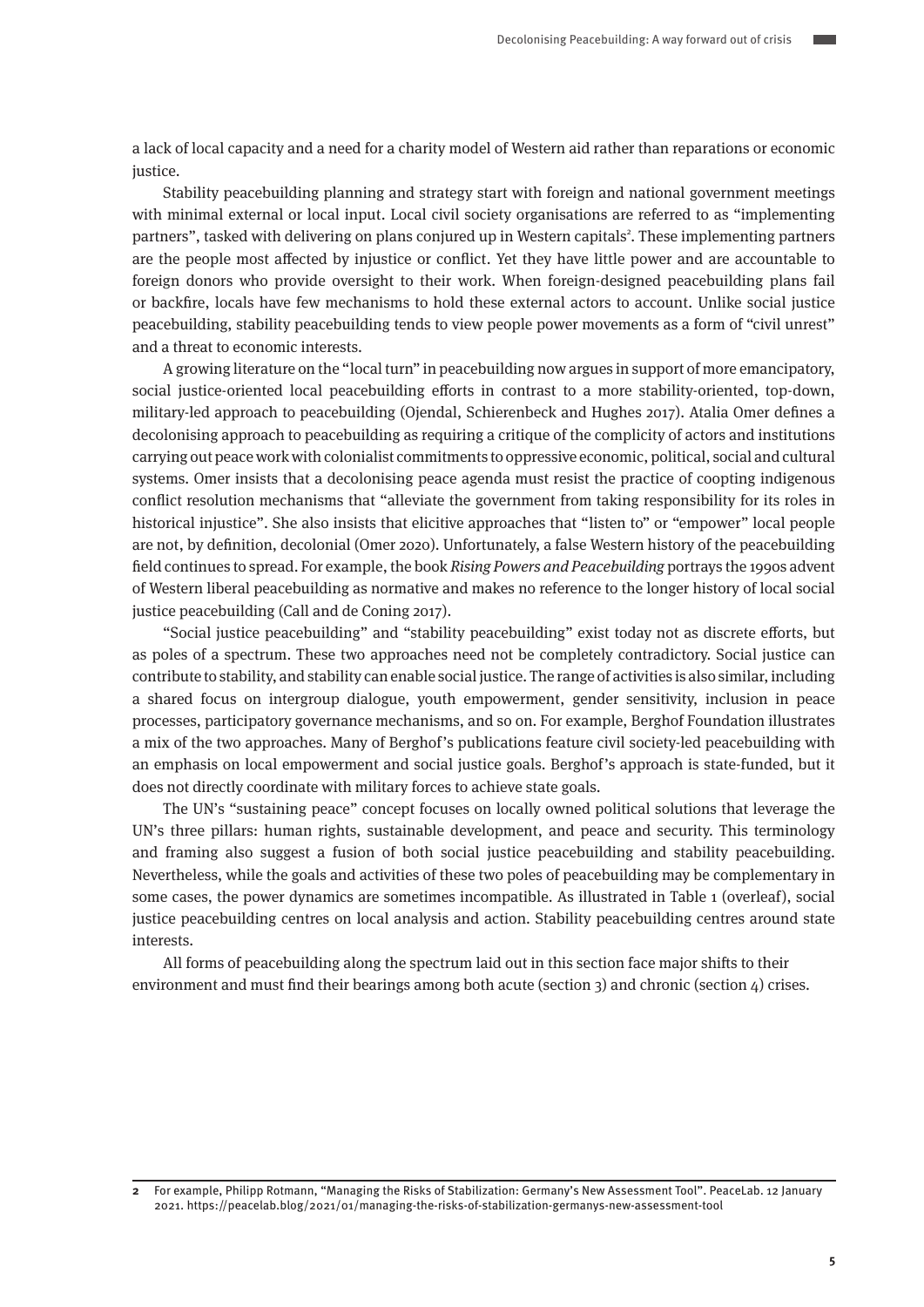a lack of local capacity and a need for a charity model of Western aid rather than reparations or economic justice.

Stability peacebuilding planning and strategy start with foreign and national government meetings with minimal external or local input. Local civil society organisations are referred to as "implementing partners", tasked with delivering on plans conjured up in Western capitals[2]. These implementing partners are the people most affected by injustice or conflict. Yet they have little power and are accountable to foreign donors who provide oversight to their work. When foreign-designed peacebuilding plans fail or backfire, locals have few mechanisms to hold these external actors to account. Unlike social justice peacebuilding, stability peacebuilding tends to view people power movements as a form of "civil unrest" and a threat to economic interests.

A growing literature on the "local turn" in peacebuilding now argues in support of more emancipatory, social justice-oriented local peacebuilding efforts in contrast to a more stability-oriented, top-down, military-led approach to peacebuilding (Ojendal, Schierenbeck and Hughes 2017). Atalia Omer defines a decolonising approach to peacebuilding as requiring a critique of the complicity of actors and institutions carrying out peace work with colonialist commitments to oppressive economic, political, social and cultural systems. Omer insists that a decolonising peace agenda must resist the practice of coopting indigenous conflict resolution mechanisms that "alleviate the government from taking responsibility for its roles in historical injustice". She also insists that elicitive approaches that "listen to" or "empower" local people are not, by definition, decolonial (Omer 2020). Unfortunately, a false Western history of the peacebuilding field continues to spread. For example, the book *Rising Powers and Peacebuilding* portrays the 1990s advent of Western liberal peacebuilding as normative and makes no reference to the longer history of local social justice peacebuilding (Call and de Coning 2017).

"Social justice peacebuilding" and "stability peacebuilding" exist today not as discrete efforts, but as poles of a spectrum. These two approaches need not be completely contradictory. Social justice can contribute to stability, and stability can enable social justice. The range of activities is also similar, including a shared focus on intergroup dialogue, youth empowerment, gender sensitivity, inclusion in peace processes, participatory governance mechanisms, and so on. For example, Berghof Foundation illustrates a mix of the two approaches. Many of Berghof's publications feature civil society-led peacebuilding with an emphasis on local empowerment and social justice goals. Berghof's approach is state-funded, but it does not directly coordinate with military forces to achieve state goals.

The UN's "sustaining peace" concept focuses on locally owned political solutions that leverage the UN's three pillars: human rights, sustainable development, and peace and security. This terminology and framing also suggest a fusion of both social justice peacebuilding and stability peacebuilding. Nevertheless, while the goals and activities of these two poles of peacebuilding may be complementary in some cases, the power dynamics are sometimes incompatible. As illustrated in Table 1 (overleaf), social justice peacebuilding centres on local analysis and action. Stability peacebuilding centres around state interests.

All forms of peacebuilding along the spectrum laid out in this section face major shifts to their environment and must find their bearings among both acute (section 3) and chronic (section 4) crises.

---

**2** For example, Philipp Rotmann, "Managing the Risks of Stabilization: Germany's New Assessment Tool". PeaceLab. 12 January 2021. https://peacelab.blog/2021/01/managing-the-risks-of-stabilization-germanys-new-assessment-tool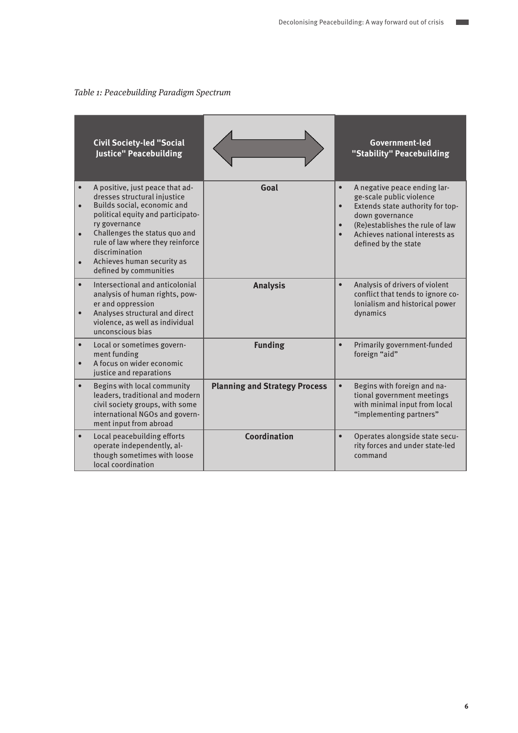*Table 1: Peacebuilding Paradigm Spectrum*

| Civil Society-led "Social Justice" Peacebuilding | ⟷ | Government-led "Stability" Peacebuilding |
|---|---|---|
| • A positive, just peace that addresses structural injustice<br>• Builds social, economic and political equity and participatory governance<br>• Challenges the status quo and rule of law where they reinforce discrimination<br>• Achieves human security as defined by communities | **Goal** | • A negative peace ending large-scale public violence<br>• Extends state authority for top-down governance<br>• (Re)establishes the rule of law<br>• Achieves national interests as defined by the state |
| • Intersectional and anticolonial analysis of human rights, power and oppression<br>• Analyses structural and direct violence, as well as individual unconscious bias | **Analysis** | • Analysis of drivers of violent conflict that tends to ignore colonialism and historical power dynamics |
| • Local or sometimes government funding<br>• A focus on wider economic justice and reparations | **Funding** | • Primarily government-funded foreign "aid" |
| • Begins with local community leaders, traditional and modern civil society groups, with some international NGOs and government input from abroad | **Planning and Strategy Process** | • Begins with foreign and national government meetings with minimal input from local "implementing partners" |
| • Local peacebuilding efforts operate independently, although sometimes with loose local coordination | **Coordination** | • Operates alongside state security forces and under state-led command |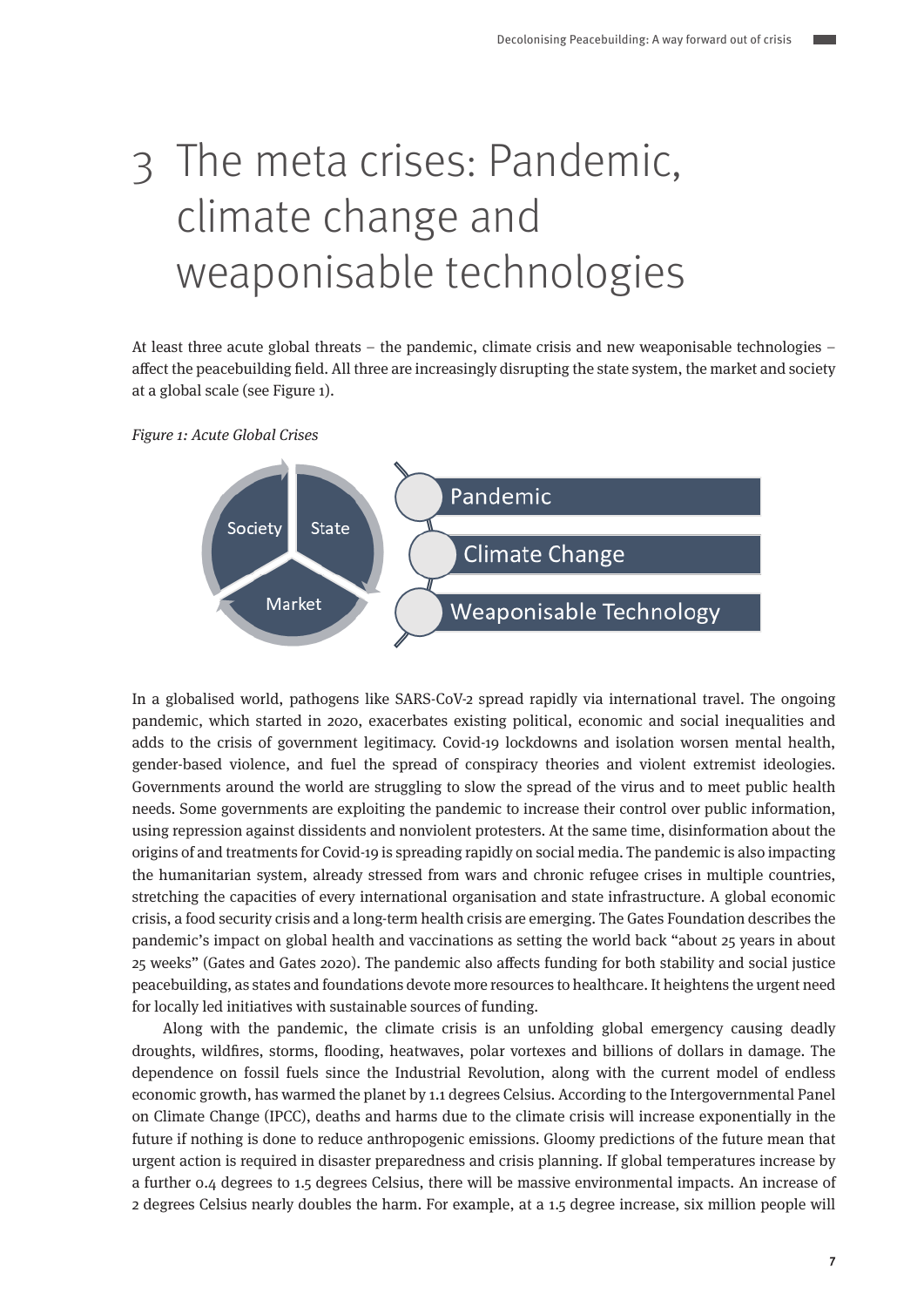# 3 The meta crises: Pandemic, climate change and weaponisable technologies

At least three acute global threats – the pandemic, climate crisis and new weaponisable technologies – affect the peacebuilding field. All three are increasingly disrupting the state system, the market and society at a global scale (see Figure 1).

*Figure 1: Acute Global Crises*

Society | State | Market

- Pandemic
- Climate Change
- Weaponisable Technology

In a globalised world, pathogens like SARS-CoV-2 spread rapidly via international travel. The ongoing pandemic, which started in 2020, exacerbates existing political, economic and social inequalities and adds to the crisis of government legitimacy. Covid-19 lockdowns and isolation worsen mental health, gender-based violence, and fuel the spread of conspiracy theories and violent extremist ideologies. Governments around the world are struggling to slow the spread of the virus and to meet public health needs. Some governments are exploiting the pandemic to increase their control over public information, using repression against dissidents and nonviolent protesters. At the same time, disinformation about the origins of and treatments for Covid-19 is spreading rapidly on social media. The pandemic is also impacting the humanitarian system, already stressed from wars and chronic refugee crises in multiple countries, stretching the capacities of every international organisation and state infrastructure. A global economic crisis, a food security crisis and a long-term health crisis are emerging. The Gates Foundation describes the pandemic's impact on global health and vaccinations as setting the world back "about 25 years in about 25 weeks" (Gates and Gates 2020). The pandemic also affects funding for both stability and social justice peacebuilding, as states and foundations devote more resources to healthcare. It heightens the urgent need for locally led initiatives with sustainable sources of funding.

Along with the pandemic, the climate crisis is an unfolding global emergency causing deadly droughts, wildfires, storms, flooding, heatwaves, polar vortexes and billions of dollars in damage. The dependence on fossil fuels since the Industrial Revolution, along with the current model of endless economic growth, has warmed the planet by 1.1 degrees Celsius. According to the Intergovernmental Panel on Climate Change (IPCC), deaths and harms due to the climate crisis will increase exponentially in the future if nothing is done to reduce anthropogenic emissions. Gloomy predictions of the future mean that urgent action is required in disaster preparedness and crisis planning. If global temperatures increase by a further 0.4 degrees to 1.5 degrees Celsius, there will be massive environmental impacts. An increase of 2 degrees Celsius nearly doubles the harm. For example, at a 1.5 degree increase, six million people will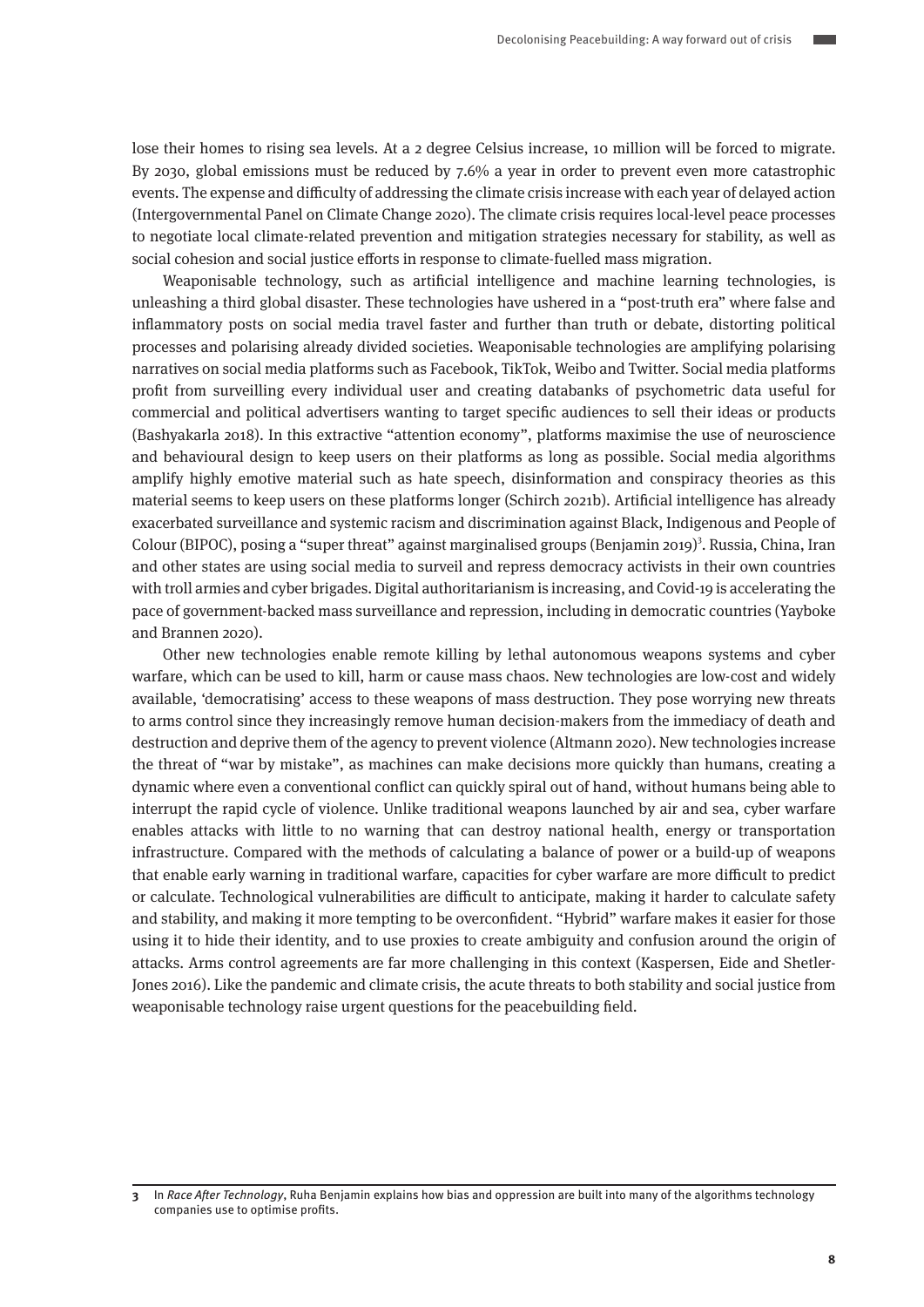lose their homes to rising sea levels. At a 2 degree Celsius increase, 10 million will be forced to migrate. By 2030, global emissions must be reduced by 7.6% a year in order to prevent even more catastrophic events. The expense and difficulty of addressing the climate crisis increase with each year of delayed action (Intergovernmental Panel on Climate Change 2020). The climate crisis requires local-level peace processes to negotiate local climate-related prevention and mitigation strategies necessary for stability, as well as social cohesion and social justice efforts in response to climate-fuelled mass migration.

Weaponisable technology, such as artificial intelligence and machine learning technologies, is unleashing a third global disaster. These technologies have ushered in a "post-truth era" where false and inflammatory posts on social media travel faster and further than truth or debate, distorting political processes and polarising already divided societies. Weaponisable technologies are amplifying polarising narratives on social media platforms such as Facebook, TikTok, Weibo and Twitter. Social media platforms profit from surveilling every individual user and creating databanks of psychometric data useful for commercial and political advertisers wanting to target specific audiences to sell their ideas or products (Bashyakarla 2018). In this extractive "attention economy", platforms maximise the use of neuroscience and behavioural design to keep users on their platforms as long as possible. Social media algorithms amplify highly emotive material such as hate speech, disinformation and conspiracy theories as this material seems to keep users on these platforms longer (Schirch 2021b). Artificial intelligence has already exacerbated surveillance and systemic racism and discrimination against Black, Indigenous and People of Colour (BIPOC), posing a "super threat" against marginalised groups (Benjamin 2019)[3]. Russia, China, Iran and other states are using social media to surveil and repress democracy activists in their own countries with troll armies and cyber brigades. Digital authoritarianism is increasing, and Covid-19 is accelerating the pace of government-backed mass surveillance and repression, including in democratic countries (Yayboke and Brannen 2020).

Other new technologies enable remote killing by lethal autonomous weapons systems and cyber warfare, which can be used to kill, harm or cause mass chaos. New technologies are low-cost and widely available, 'democratising' access to these weapons of mass destruction. They pose worrying new threats to arms control since they increasingly remove human decision-makers from the immediacy of death and destruction and deprive them of the agency to prevent violence (Altmann 2020). New technologies increase the threat of "war by mistake", as machines can make decisions more quickly than humans, creating a dynamic where even a conventional conflict can quickly spiral out of hand, without humans being able to interrupt the rapid cycle of violence. Unlike traditional weapons launched by air and sea, cyber warfare enables attacks with little to no warning that can destroy national health, energy or transportation infrastructure. Compared with the methods of calculating a balance of power or a build-up of weapons that enable early warning in traditional warfare, capacities for cyber warfare are more difficult to predict or calculate. Technological vulnerabilities are difficult to anticipate, making it harder to calculate safety and stability, and making it more tempting to be overconfident. "Hybrid" warfare makes it easier for those using it to hide their identity, and to use proxies to create ambiguity and confusion around the origin of attacks. Arms control agreements are far more challenging in this context (Kaspersen, Eide and Shetler-Jones 2016). Like the pandemic and climate crisis, the acute threats to both stability and social justice from weaponisable technology raise urgent questions for the peacebuilding field.

---

**3** In *Race After Technology*, Ruha Benjamin explains how bias and oppression are built into many of the algorithms technology companies use to optimise profits.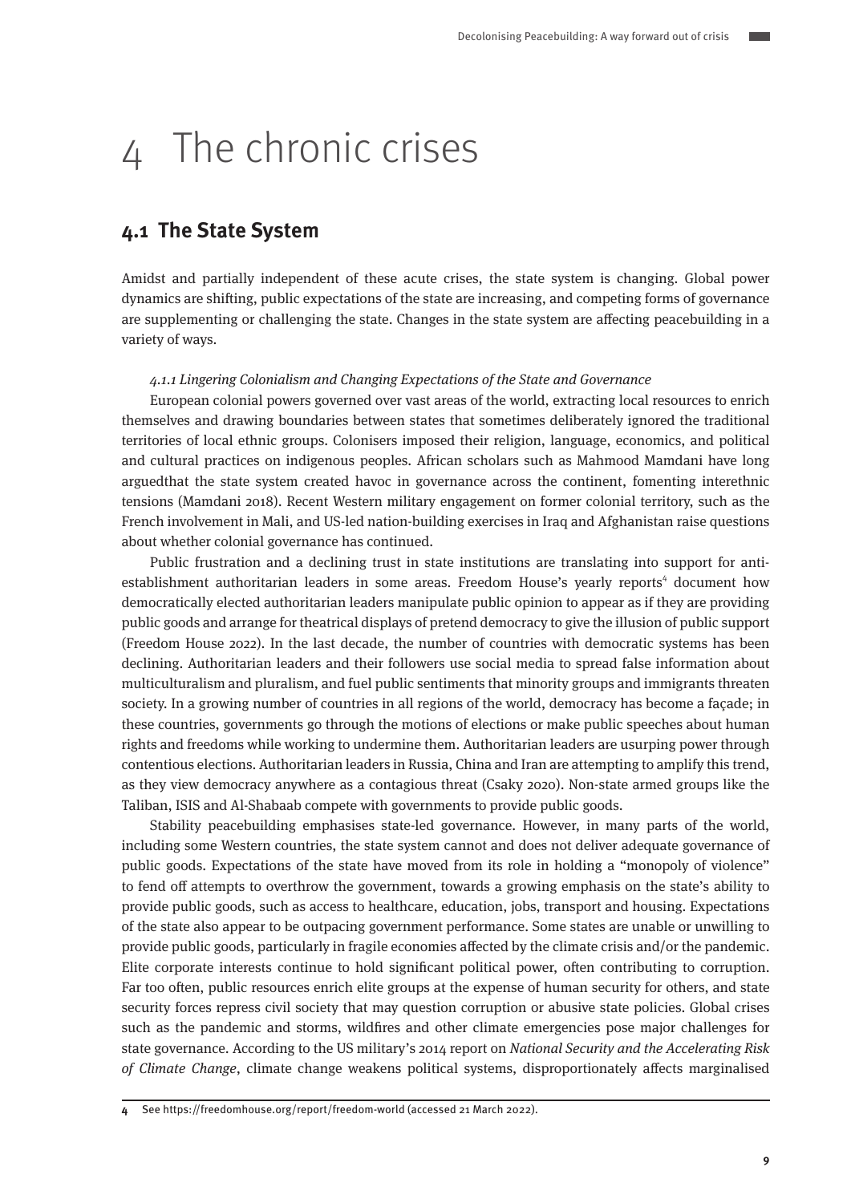# 4 The chronic crises

## 4.1 The State System

Amidst and partially independent of these acute crises, the state system is changing. Global power dynamics are shifting, public expectations of the state are increasing, and competing forms of governance are supplementing or challenging the state. Changes in the state system are affecting peacebuilding in a variety of ways.

### *4.1.1 Lingering Colonialism and Changing Expectations of the State and Governance*

European colonial powers governed over vast areas of the world, extracting local resources to enrich themselves and drawing boundaries between states that sometimes deliberately ignored the traditional territories of local ethnic groups. Colonisers imposed their religion, language, economics, and political and cultural practices on indigenous peoples. African scholars such as Mahmood Mamdani have long arguedthat the state system created havoc in governance across the continent, fomenting interethnic tensions (Mamdani 2018). Recent Western military engagement on former colonial territory, such as the French involvement in Mali, and US-led nation-building exercises in Iraq and Afghanistan raise questions about whether colonial governance has continued.

Public frustration and a declining trust in state institutions are translating into support for anti-establishment authoritarian leaders in some areas. Freedom House's yearly reports[4] document how democratically elected authoritarian leaders manipulate public opinion to appear as if they are providing public goods and arrange for theatrical displays of pretend democracy to give the illusion of public support (Freedom House 2022). In the last decade, the number of countries with democratic systems has been declining. Authoritarian leaders and their followers use social media to spread false information about multiculturalism and pluralism, and fuel public sentiments that minority groups and immigrants threaten society. In a growing number of countries in all regions of the world, democracy has become a façade; in these countries, governments go through the motions of elections or make public speeches about human rights and freedoms while working to undermine them. Authoritarian leaders are usurping power through contentious elections. Authoritarian leaders in Russia, China and Iran are attempting to amplify this trend, as they view democracy anywhere as a contagious threat (Csaky 2020). Non-state armed groups like the Taliban, ISIS and Al-Shabaab compete with governments to provide public goods.

Stability peacebuilding emphasises state-led governance. However, in many parts of the world, including some Western countries, the state system cannot and does not deliver adequate governance of public goods. Expectations of the state have moved from its role in holding a "monopoly of violence" to fend off attempts to overthrow the government, towards a growing emphasis on the state's ability to provide public goods, such as access to healthcare, education, jobs, transport and housing. Expectations of the state also appear to be outpacing government performance. Some states are unable or unwilling to provide public goods, particularly in fragile economies affected by the climate crisis and/or the pandemic. Elite corporate interests continue to hold significant political power, often contributing to corruption. Far too often, public resources enrich elite groups at the expense of human security for others, and state security forces repress civil society that may question corruption or abusive state policies. Global crises such as the pandemic and storms, wildfires and other climate emergencies pose major challenges for state governance. According to the US military's 2014 report on *National Security and the Accelerating Risk of Climate Change*, climate change weakens political systems, disproportionately affects marginalised

---

4 See https://freedomhouse.org/report/freedom-world (accessed 21 March 2022).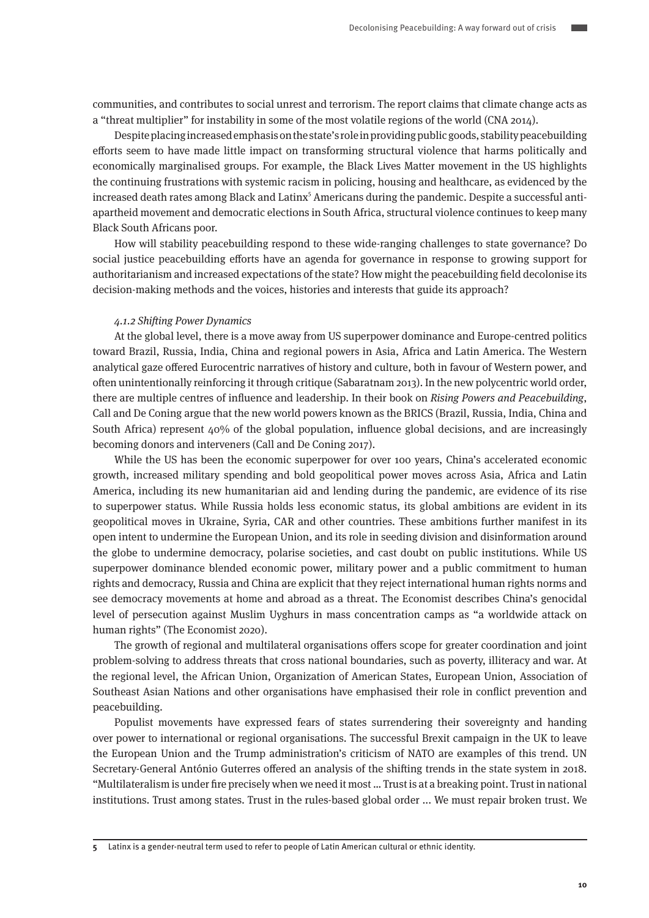communities, and contributes to social unrest and terrorism. The report claims that climate change acts as a "threat multiplier" for instability in some of the most volatile regions of the world (CNA 2014).

Despite placing increased emphasis on the state's role in providing public goods, stability peacebuilding efforts seem to have made little impact on transforming structural violence that harms politically and economically marginalised groups. For example, the Black Lives Matter movement in the US highlights the continuing frustrations with systemic racism in policing, housing and healthcare, as evidenced by the increased death rates among Black and Latinx[5] Americans during the pandemic. Despite a successful anti-apartheid movement and democratic elections in South Africa, structural violence continues to keep many Black South Africans poor.

How will stability peacebuilding respond to these wide-ranging challenges to state governance? Do social justice peacebuilding efforts have an agenda for governance in response to growing support for authoritarianism and increased expectations of the state? How might the peacebuilding field decolonise its decision-making methods and the voices, histories and interests that guide its approach?

#### *4.1.2 Shifting Power Dynamics*

At the global level, there is a move away from US superpower dominance and Europe-centred politics toward Brazil, Russia, India, China and regional powers in Asia, Africa and Latin America. The Western analytical gaze offered Eurocentric narratives of history and culture, both in favour of Western power, and often unintentionally reinforcing it through critique (Sabaratnam 2013). In the new polycentric world order, there are multiple centres of influence and leadership. In their book on *Rising Powers and Peacebuilding*, Call and De Coning argue that the new world powers known as the BRICS (Brazil, Russia, India, China and South Africa) represent 40% of the global population, influence global decisions, and are increasingly becoming donors and interveners (Call and De Coning 2017).

While the US has been the economic superpower for over 100 years, China's accelerated economic growth, increased military spending and bold geopolitical power moves across Asia, Africa and Latin America, including its new humanitarian aid and lending during the pandemic, are evidence of its rise to superpower status. While Russia holds less economic status, its global ambitions are evident in its geopolitical moves in Ukraine, Syria, CAR and other countries. These ambitions further manifest in its open intent to undermine the European Union, and its role in seeding division and disinformation around the globe to undermine democracy, polarise societies, and cast doubt on public institutions. While US superpower dominance blended economic power, military power and a public commitment to human rights and democracy, Russia and China are explicit that they reject international human rights norms and see democracy movements at home and abroad as a threat. The Economist describes China's genocidal level of persecution against Muslim Uyghurs in mass concentration camps as "a worldwide attack on human rights" (The Economist 2020).

The growth of regional and multilateral organisations offers scope for greater coordination and joint problem-solving to address threats that cross national boundaries, such as poverty, illiteracy and war. At the regional level, the African Union, Organization of American States, European Union, Association of Southeast Asian Nations and other organisations have emphasised their role in conflict prevention and peacebuilding.

Populist movements have expressed fears of states surrendering their sovereignty and handing over power to international or regional organisations. The successful Brexit campaign in the UK to leave the European Union and the Trump administration's criticism of NATO are examples of this trend. UN Secretary-General António Guterres offered an analysis of the shifting trends in the state system in 2018. "Multilateralism is under fire precisely when we need it most ... Trust is at a breaking point. Trust in national institutions. Trust among states. Trust in the rules-based global order ... We must repair broken trust. We

---

5 Latinx is a gender-neutral term used to refer to people of Latin American cultural or ethnic identity.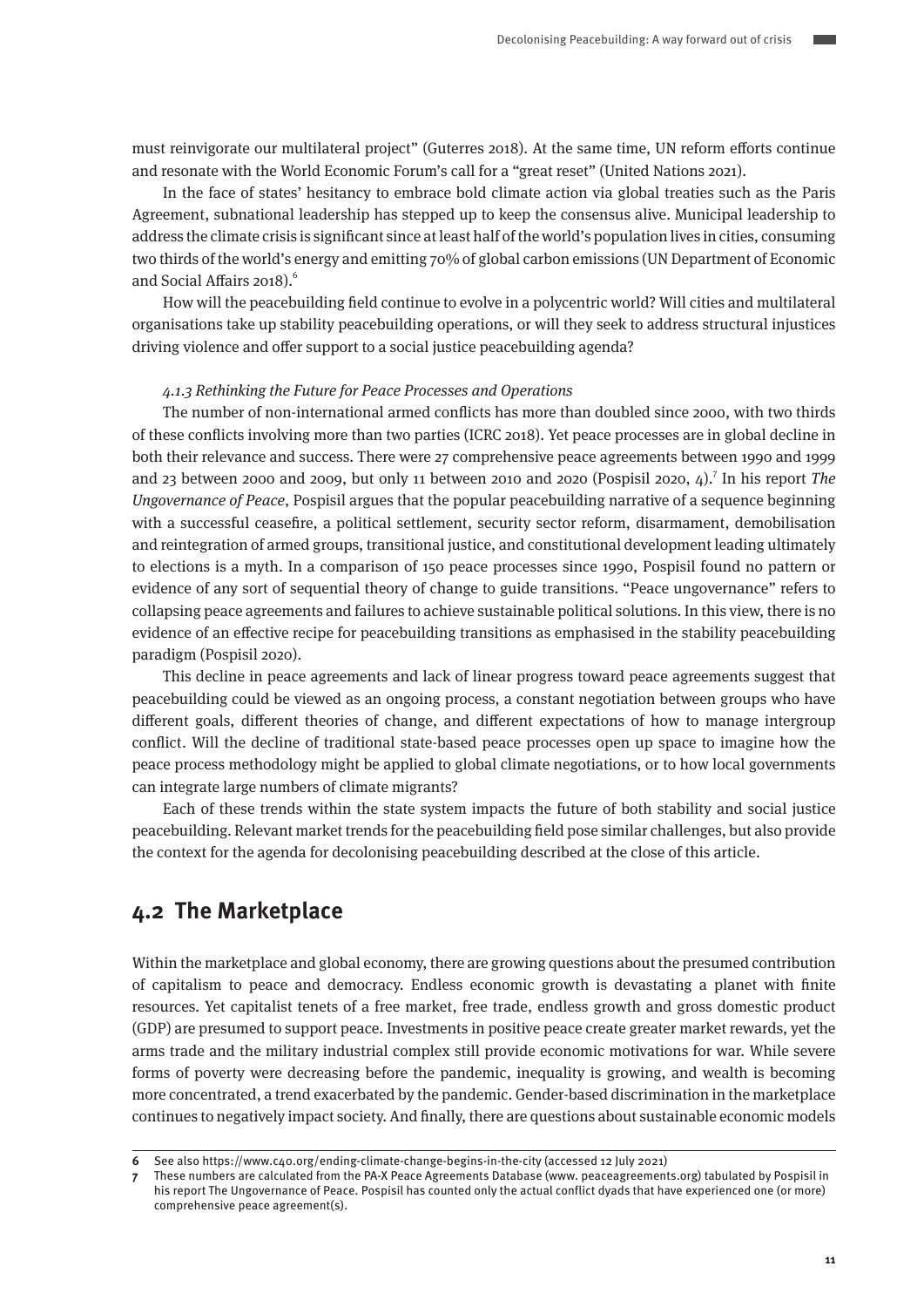must reinvigorate our multilateral project" (Guterres 2018). At the same time, UN reform efforts continue and resonate with the World Economic Forum's call for a "great reset" (United Nations 2021).

In the face of states' hesitancy to embrace bold climate action via global treaties such as the Paris Agreement, subnational leadership has stepped up to keep the consensus alive. Municipal leadership to address the climate crisis is significant since at least half of the world's population lives in cities, consuming two thirds of the world's energy and emitting 70% of global carbon emissions (UN Department of Economic and Social Affairs 2018).[6]

How will the peacebuilding field continue to evolve in a polycentric world? Will cities and multilateral organisations take up stability peacebuilding operations, or will they seek to address structural injustices driving violence and offer support to a social justice peacebuilding agenda?

#### *4.1.3 Rethinking the Future for Peace Processes and Operations*

The number of non-international armed conflicts has more than doubled since 2000, with two thirds of these conflicts involving more than two parties (ICRC 2018). Yet peace processes are in global decline in both their relevance and success. There were 27 comprehensive peace agreements between 1990 and 1999 and 23 between 2000 and 2009, but only 11 between 2010 and 2020 (Pospisil 2020, 4).[7] In his report *The Ungovernance of Peace*, Pospisil argues that the popular peacebuilding narrative of a sequence beginning with a successful ceasefire, a political settlement, security sector reform, disarmament, demobilisation and reintegration of armed groups, transitional justice, and constitutional development leading ultimately to elections is a myth. In a comparison of 150 peace processes since 1990, Pospisil found no pattern or evidence of any sort of sequential theory of change to guide transitions. "Peace ungovernance" refers to collapsing peace agreements and failures to achieve sustainable political solutions. In this view, there is no evidence of an effective recipe for peacebuilding transitions as emphasised in the stability peacebuilding paradigm (Pospisil 2020).

This decline in peace agreements and lack of linear progress toward peace agreements suggest that peacebuilding could be viewed as an ongoing process, a constant negotiation between groups who have different goals, different theories of change, and different expectations of how to manage intergroup conflict. Will the decline of traditional state-based peace processes open up space to imagine how the peace process methodology might be applied to global climate negotiations, or to how local governments can integrate large numbers of climate migrants?

Each of these trends within the state system impacts the future of both stability and social justice peacebuilding. Relevant market trends for the peacebuilding field pose similar challenges, but also provide the context for the agenda for decolonising peacebuilding described at the close of this article.

## 4.2 The Marketplace

Within the marketplace and global economy, there are growing questions about the presumed contribution of capitalism to peace and democracy. Endless economic growth is devastating a planet with finite resources. Yet capitalist tenets of a free market, free trade, endless growth and gross domestic product (GDP) are presumed to support peace. Investments in positive peace create greater market rewards, yet the arms trade and the military industrial complex still provide economic motivations for war. While severe forms of poverty were decreasing before the pandemic, inequality is growing, and wealth is becoming more concentrated, a trend exacerbated by the pandemic. Gender-based discrimination in the marketplace continues to negatively impact society. And finally, there are questions about sustainable economic models

---

6 See also https://www.c40.org/ending-climate-change-begins-in-the-city (accessed 12 July 2021)

7 These numbers are calculated from the PA-X Peace Agreements Database (www. peaceagreements.org) tabulated by Pospisil in his report The Ungovernance of Peace. Pospisil has counted only the actual conflict dyads that have experienced one (or more) comprehensive peace agreement(s).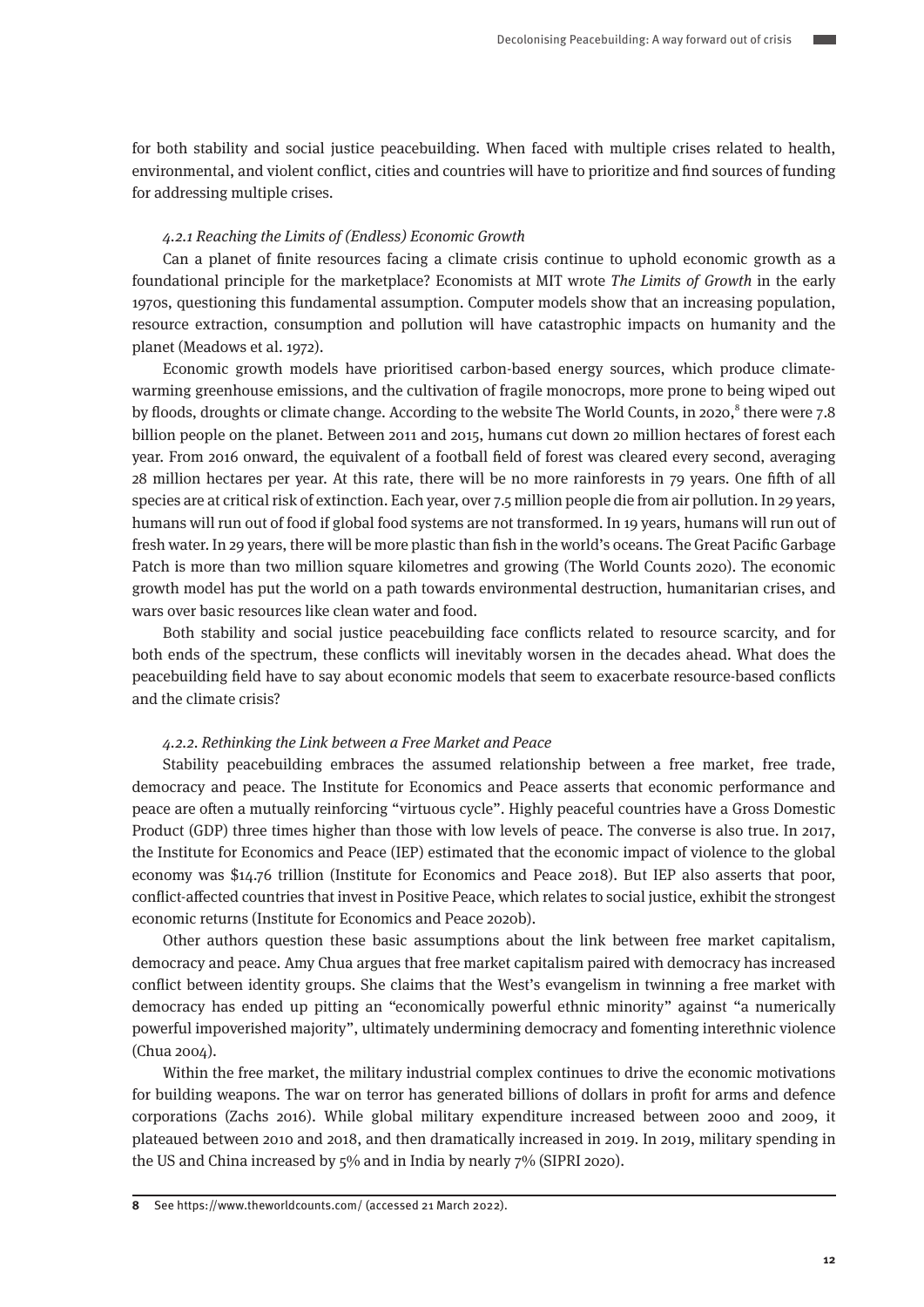for both stability and social justice peacebuilding. When faced with multiple crises related to health, environmental, and violent conflict, cities and countries will have to prioritize and find sources of funding for addressing multiple crises.

#### *4.2.1 Reaching the Limits of (Endless) Economic Growth*

Can a planet of finite resources facing a climate crisis continue to uphold economic growth as a foundational principle for the marketplace? Economists at MIT wrote *The Limits of Growth* in the early 1970s, questioning this fundamental assumption. Computer models show that an increasing population, resource extraction, consumption and pollution will have catastrophic impacts on humanity and the planet (Meadows et al. 1972).

Economic growth models have prioritised carbon-based energy sources, which produce climate-warming greenhouse emissions, and the cultivation of fragile monocrops, more prone to being wiped out by floods, droughts or climate change. According to the website The World Counts, in 2020,[8] there were 7.8 billion people on the planet. Between 2011 and 2015, humans cut down 20 million hectares of forest each year. From 2016 onward, the equivalent of a football field of forest was cleared every second, averaging 28 million hectares per year. At this rate, there will be no more rainforests in 79 years. One fifth of all species are at critical risk of extinction. Each year, over 7.5 million people die from air pollution. In 29 years, humans will run out of food if global food systems are not transformed. In 19 years, humans will run out of fresh water. In 29 years, there will be more plastic than fish in the world's oceans. The Great Pacific Garbage Patch is more than two million square kilometres and growing (The World Counts 2020). The economic growth model has put the world on a path towards environmental destruction, humanitarian crises, and wars over basic resources like clean water and food.

Both stability and social justice peacebuilding face conflicts related to resource scarcity, and for both ends of the spectrum, these conflicts will inevitably worsen in the decades ahead. What does the peacebuilding field have to say about economic models that seem to exacerbate resource-based conflicts and the climate crisis?

#### *4.2.2. Rethinking the Link between a Free Market and Peace*

Stability peacebuilding embraces the assumed relationship between a free market, free trade, democracy and peace. The Institute for Economics and Peace asserts that economic performance and peace are often a mutually reinforcing "virtuous cycle". Highly peaceful countries have a Gross Domestic Product (GDP) three times higher than those with low levels of peace. The converse is also true. In 2017, the Institute for Economics and Peace (IEP) estimated that the economic impact of violence to the global economy was $14.76 trillion (Institute for Economics and Peace 2018). But IEP also asserts that poor, conflict-affected countries that invest in Positive Peace, which relates to social justice, exhibit the strongest economic returns (Institute for Economics and Peace 2020b).

Other authors question these basic assumptions about the link between free market capitalism, democracy and peace. Amy Chua argues that free market capitalism paired with democracy has increased conflict between identity groups. She claims that the West's evangelism in twinning a free market with democracy has ended up pitting an "economically powerful ethnic minority" against "a numerically powerful impoverished majority", ultimately undermining democracy and fomenting interethnic violence (Chua 2004).

Within the free market, the military industrial complex continues to drive the economic motivations for building weapons. The war on terror has generated billions of dollars in profit for arms and defence corporations (Zachs 2016). While global military expenditure increased between 2000 and 2009, it plateaued between 2010 and 2018, and then dramatically increased in 2019. In 2019, military spending in the US and China increased by 5% and in India by nearly 7% (SIPRI 2020).

---

**8** See https://www.theworldcounts.com/ (accessed 21 March 2022).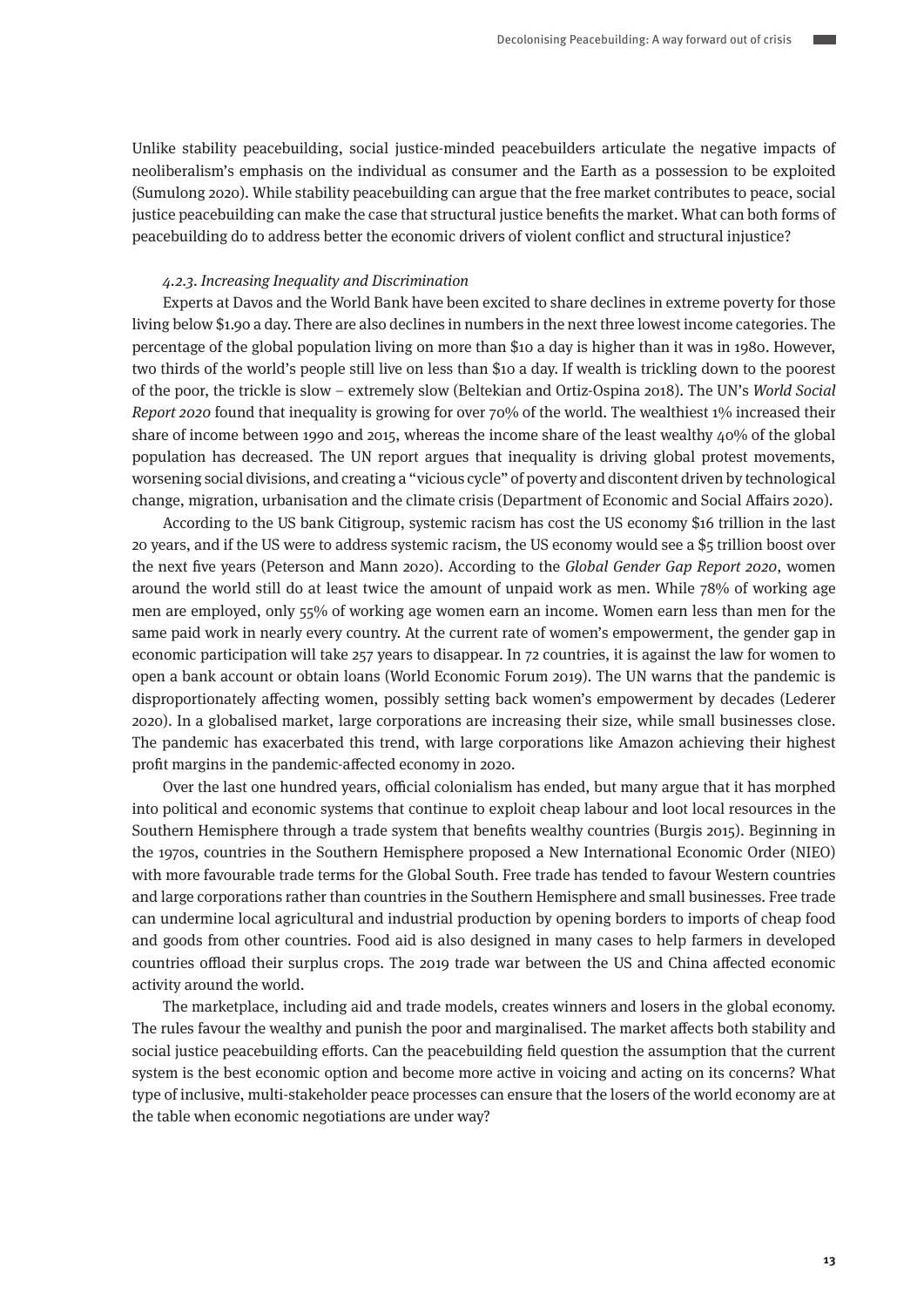Unlike stability peacebuilding, social justice-minded peacebuilders articulate the negative impacts of neoliberalism's emphasis on the individual as consumer and the Earth as a possession to be exploited (Sumulong 2020). While stability peacebuilding can argue that the free market contributes to peace, social justice peacebuilding can make the case that structural justice benefits the market. What can both forms of peacebuilding do to address better the economic drivers of violent conflict and structural injustice?

#### *4.2.3. Increasing Inequality and Discrimination*

Experts at Davos and the World Bank have been excited to share declines in extreme poverty for those living below $1.90 a day. There are also declines in numbers in the next three lowest income categories. The percentage of the global population living on more than $10 a day is higher than it was in 1980. However, two thirds of the world's people still live on less than $10 a day. If wealth is trickling down to the poorest of the poor, the trickle is slow – extremely slow (Beltekian and Ortiz-Ospina 2018). The UN's *World Social Report 2020* found that inequality is growing for over 70% of the world. The wealthiest 1% increased their share of income between 1990 and 2015, whereas the income share of the least wealthy 40% of the global population has decreased. The UN report argues that inequality is driving global protest movements, worsening social divisions, and creating a "vicious cycle" of poverty and discontent driven by technological change, migration, urbanisation and the climate crisis (Department of Economic and Social Affairs 2020).

According to the US bank Citigroup, systemic racism has cost the US economy $16 trillion in the last 20 years, and if the US were to address systemic racism, the US economy would see a $5 trillion boost over the next five years (Peterson and Mann 2020). According to the *Global Gender Gap Report 2020*, women around the world still do at least twice the amount of unpaid work as men. While 78% of working age men are employed, only 55% of working age women earn an income. Women earn less than men for the same paid work in nearly every country. At the current rate of women's empowerment, the gender gap in economic participation will take 257 years to disappear. In 72 countries, it is against the law for women to open a bank account or obtain loans (World Economic Forum 2019). The UN warns that the pandemic is disproportionately affecting women, possibly setting back women's empowerment by decades (Lederer 2020). In a globalised market, large corporations are increasing their size, while small businesses close. The pandemic has exacerbated this trend, with large corporations like Amazon achieving their highest profit margins in the pandemic-affected economy in 2020.

Over the last one hundred years, official colonialism has ended, but many argue that it has morphed into political and economic systems that continue to exploit cheap labour and loot local resources in the Southern Hemisphere through a trade system that benefits wealthy countries (Burgis 2015). Beginning in the 1970s, countries in the Southern Hemisphere proposed a New International Economic Order (NIEO) with more favourable trade terms for the Global South. Free trade has tended to favour Western countries and large corporations rather than countries in the Southern Hemisphere and small businesses. Free trade can undermine local agricultural and industrial production by opening borders to imports of cheap food and goods from other countries. Food aid is also designed in many cases to help farmers in developed countries offload their surplus crops. The 2019 trade war between the US and China affected economic activity around the world.

The marketplace, including aid and trade models, creates winners and losers in the global economy. The rules favour the wealthy and punish the poor and marginalised. The market affects both stability and social justice peacebuilding efforts. Can the peacebuilding field question the assumption that the current system is the best economic option and become more active in voicing and acting on its concerns? What type of inclusive, multi-stakeholder peace processes can ensure that the losers of the world economy are at the table when economic negotiations are under way?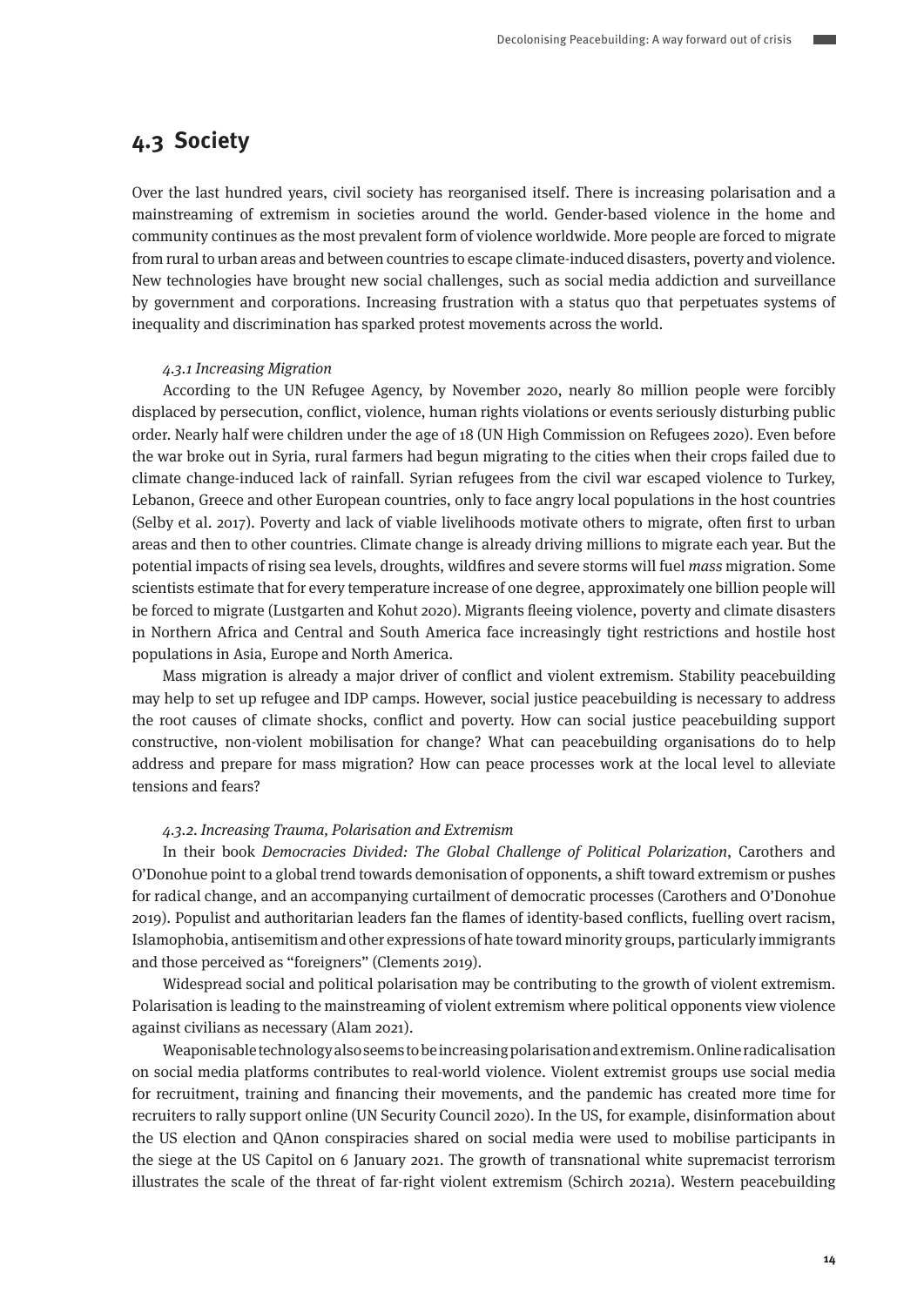## 4.3 Society

Over the last hundred years, civil society has reorganised itself. There is increasing polarisation and a mainstreaming of extremism in societies around the world. Gender-based violence in the home and community continues as the most prevalent form of violence worldwide. More people are forced to migrate from rural to urban areas and between countries to escape climate-induced disasters, poverty and violence. New technologies have brought new social challenges, such as social media addiction and surveillance by government and corporations. Increasing frustration with a status quo that perpetuates systems of inequality and discrimination has sparked protest movements across the world.

### *4.3.1 Increasing Migration*

According to the UN Refugee Agency, by November 2020, nearly 80 million people were forcibly displaced by persecution, conflict, violence, human rights violations or events seriously disturbing public order. Nearly half were children under the age of 18 (UN High Commission on Refugees 2020). Even before the war broke out in Syria, rural farmers had begun migrating to the cities when their crops failed due to climate change-induced lack of rainfall. Syrian refugees from the civil war escaped violence to Turkey, Lebanon, Greece and other European countries, only to face angry local populations in the host countries (Selby et al. 2017). Poverty and lack of viable livelihoods motivate others to migrate, often first to urban areas and then to other countries. Climate change is already driving millions to migrate each year. But the potential impacts of rising sea levels, droughts, wildfires and severe storms will fuel *mass* migration. Some scientists estimate that for every temperature increase of one degree, approximately one billion people will be forced to migrate (Lustgarten and Kohut 2020). Migrants fleeing violence, poverty and climate disasters in Northern Africa and Central and South America face increasingly tight restrictions and hostile host populations in Asia, Europe and North America.

Mass migration is already a major driver of conflict and violent extremism. Stability peacebuilding may help to set up refugee and IDP camps. However, social justice peacebuilding is necessary to address the root causes of climate shocks, conflict and poverty. How can social justice peacebuilding support constructive, non-violent mobilisation for change? What can peacebuilding organisations do to help address and prepare for mass migration? How can peace processes work at the local level to alleviate tensions and fears?

### *4.3.2. Increasing Trauma, Polarisation and Extremism*

In their book *Democracies Divided: The Global Challenge of Political Polarization*, Carothers and O'Donohue point to a global trend towards demonisation of opponents, a shift toward extremism or pushes for radical change, and an accompanying curtailment of democratic processes (Carothers and O'Donohue 2019). Populist and authoritarian leaders fan the flames of identity-based conflicts, fuelling overt racism, Islamophobia, antisemitism and other expressions of hate toward minority groups, particularly immigrants and those perceived as "foreigners" (Clements 2019).

Widespread social and political polarisation may be contributing to the growth of violent extremism. Polarisation is leading to the mainstreaming of violent extremism where political opponents view violence against civilians as necessary (Alam 2021).

Weaponisable technology also seems to be increasing polarisation and extremism. Online radicalisation on social media platforms contributes to real-world violence. Violent extremist groups use social media for recruitment, training and financing their movements, and the pandemic has created more time for recruiters to rally support online (UN Security Council 2020). In the US, for example, disinformation about the US election and QAnon conspiracies shared on social media were used to mobilise participants in the siege at the US Capitol on 6 January 2021. The growth of transnational white supremacist terrorism illustrates the scale of the threat of far-right violent extremism (Schirch 2021a). Western peacebuilding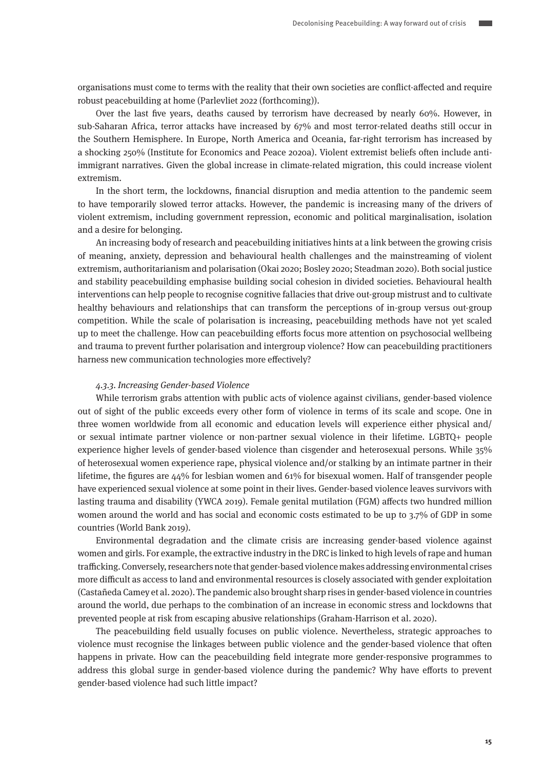organisations must come to terms with the reality that their own societies are conflict-affected and require robust peacebuilding at home (Parlevliet 2022 (forthcoming)).

Over the last five years, deaths caused by terrorism have decreased by nearly 60%. However, in sub-Saharan Africa, terror attacks have increased by 67% and most terror-related deaths still occur in the Southern Hemisphere. In Europe, North America and Oceania, far-right terrorism has increased by a shocking 250% (Institute for Economics and Peace 2020a). Violent extremist beliefs often include anti-immigrant narratives. Given the global increase in climate-related migration, this could increase violent extremism.

In the short term, the lockdowns, financial disruption and media attention to the pandemic seem to have temporarily slowed terror attacks. However, the pandemic is increasing many of the drivers of violent extremism, including government repression, economic and political marginalisation, isolation and a desire for belonging.

An increasing body of research and peacebuilding initiatives hints at a link between the growing crisis of meaning, anxiety, depression and behavioural health challenges and the mainstreaming of violent extremism, authoritarianism and polarisation (Okai 2020; Bosley 2020; Steadman 2020). Both social justice and stability peacebuilding emphasise building social cohesion in divided societies. Behavioural health interventions can help people to recognise cognitive fallacies that drive out-group mistrust and to cultivate healthy behaviours and relationships that can transform the perceptions of in-group versus out-group competition. While the scale of polarisation is increasing, peacebuilding methods have not yet scaled up to meet the challenge. How can peacebuilding efforts focus more attention on psychosocial wellbeing and trauma to prevent further polarisation and intergroup violence? How can peacebuilding practitioners harness new communication technologies more effectively?

#### *4.3.3. Increasing Gender-based Violence*

While terrorism grabs attention with public acts of violence against civilians, gender-based violence out of sight of the public exceeds every other form of violence in terms of its scale and scope. One in three women worldwide from all economic and education levels will experience either physical and/or sexual intimate partner violence or non-partner sexual violence in their lifetime. LGBTQ+ people experience higher levels of gender-based violence than cisgender and heterosexual persons. While 35% of heterosexual women experience rape, physical violence and/or stalking by an intimate partner in their lifetime, the figures are 44% for lesbian women and 61% for bisexual women. Half of transgender people have experienced sexual violence at some point in their lives. Gender-based violence leaves survivors with lasting trauma and disability (YWCA 2019). Female genital mutilation (FGM) affects two hundred million women around the world and has social and economic costs estimated to be up to 3.7% of GDP in some countries (World Bank 2019).

Environmental degradation and the climate crisis are increasing gender-based violence against women and girls. For example, the extractive industry in the DRC is linked to high levels of rape and human trafficking. Conversely, researchers note that gender-based violence makes addressing environmental crises more difficult as access to land and environmental resources is closely associated with gender exploitation (Castañeda Camey et al. 2020). The pandemic also brought sharp rises in gender-based violence in countries around the world, due perhaps to the combination of an increase in economic stress and lockdowns that prevented people at risk from escaping abusive relationships (Graham-Harrison et al. 2020).

The peacebuilding field usually focuses on public violence. Nevertheless, strategic approaches to violence must recognise the linkages between public violence and the gender-based violence that often happens in private. How can the peacebuilding field integrate more gender-responsive programmes to address this global surge in gender-based violence during the pandemic? Why have efforts to prevent gender-based violence had such little impact?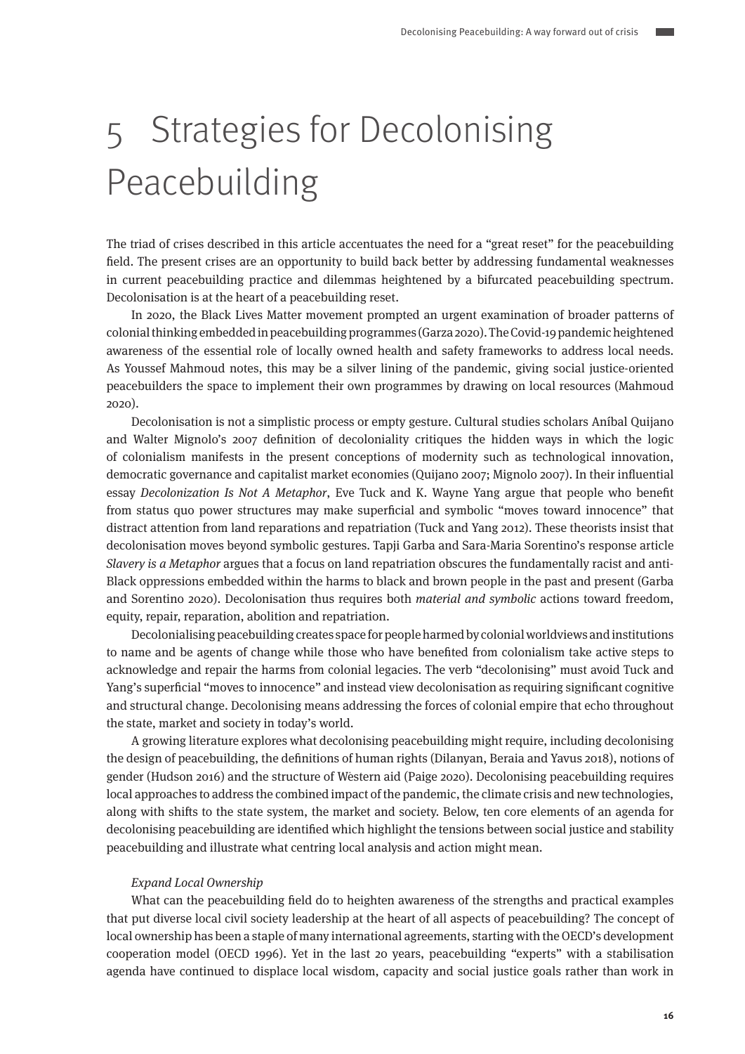# 5 Strategies for Decolonising Peacebuilding

The triad of crises described in this article accentuates the need for a "great reset" for the peacebuilding field. The present crises are an opportunity to build back better by addressing fundamental weaknesses in current peacebuilding practice and dilemmas heightened by a bifurcated peacebuilding spectrum. Decolonisation is at the heart of a peacebuilding reset.

In 2020, the Black Lives Matter movement prompted an urgent examination of broader patterns of colonial thinking embedded in peacebuilding programmes (Garza 2020). The Covid-19 pandemic heightened awareness of the essential role of locally owned health and safety frameworks to address local needs. As Youssef Mahmoud notes, this may be a silver lining of the pandemic, giving social justice-oriented peacebuilders the space to implement their own programmes by drawing on local resources (Mahmoud 2020).

Decolonisation is not a simplistic process or empty gesture. Cultural studies scholars Aníbal Quijano and Walter Mignolo's 2007 definition of decoloniality critiques the hidden ways in which the logic of colonialism manifests in the present conceptions of modernity such as technological innovation, democratic governance and capitalist market economies (Quijano 2007; Mignolo 2007). In their influential essay *Decolonization Is Not A Metaphor*, Eve Tuck and K. Wayne Yang argue that people who benefit from status quo power structures may make superficial and symbolic "moves toward innocence" that distract attention from land reparations and repatriation (Tuck and Yang 2012). These theorists insist that decolonisation moves beyond symbolic gestures. Tapji Garba and Sara-Maria Sorentino's response article *Slavery is a Metaphor* argues that a focus on land repatriation obscures the fundamentally racist and anti-Black oppressions embedded within the harms to black and brown people in the past and present (Garba and Sorentino 2020). Decolonisation thus requires both *material and symbolic* actions toward freedom, equity, repair, reparation, abolition and repatriation.

Decolonialising peacebuilding creates space for people harmed by colonial worldviews and institutions to name and be agents of change while those who have benefited from colonialism take active steps to acknowledge and repair the harms from colonial legacies. The verb "decolonising" must avoid Tuck and Yang's superficial "moves to innocence" and instead view decolonisation as requiring significant cognitive and structural change. Decolonising means addressing the forces of colonial empire that echo throughout the state, market and society in today's world.

A growing literature explores what decolonising peacebuilding might require, including decolonising the design of peacebuilding, the definitions of human rights (Dilanyan, Beraia and Yavus 2018), notions of gender (Hudson 2016) and the structure of Western aid (Paige 2020). Decolonising peacebuilding requires local approaches to address the combined impact of the pandemic, the climate crisis and new technologies, along with shifts to the state system, the market and society. Below, ten core elements of an agenda for decolonising peacebuilding are identified which highlight the tensions between social justice and stability peacebuilding and illustrate what centring local analysis and action might mean.

*Expand Local Ownership*

What can the peacebuilding field do to heighten awareness of the strengths and practical examples that put diverse local civil society leadership at the heart of all aspects of peacebuilding? The concept of local ownership has been a staple of many international agreements, starting with the OECD's development cooperation model (OECD 1996). Yet in the last 20 years, peacebuilding "experts" with a stabilisation agenda have continued to displace local wisdom, capacity and social justice goals rather than work in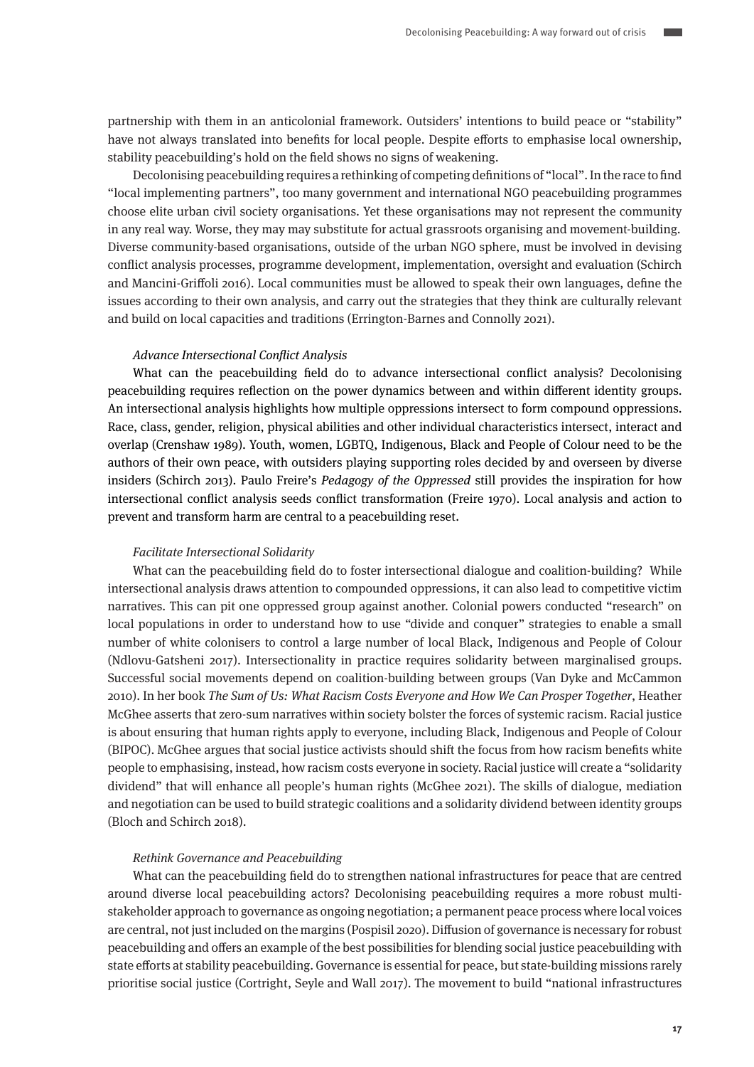partnership with them in an anticolonial framework. Outsiders' intentions to build peace or "stability" have not always translated into benefits for local people. Despite efforts to emphasise local ownership, stability peacebuilding's hold on the field shows no signs of weakening.

Decolonising peacebuilding requires a rethinking of competing definitions of "local". In the race to find "local implementing partners", too many government and international NGO peacebuilding programmes choose elite urban civil society organisations. Yet these organisations may not represent the community in any real way. Worse, they may may substitute for actual grassroots organising and movement-building. Diverse community-based organisations, outside of the urban NGO sphere, must be involved in devising conflict analysis processes, programme development, implementation, oversight and evaluation (Schirch and Mancini-Griffoli 2016). Local communities must be allowed to speak their own languages, define the issues according to their own analysis, and carry out the strategies that they think are culturally relevant and build on local capacities and traditions (Errington-Barnes and Connolly 2021).

*Advance Intersectional Conflict Analysis*

What can the peacebuilding field do to advance intersectional conflict analysis? Decolonising peacebuilding requires reflection on the power dynamics between and within different identity groups. An intersectional analysis highlights how multiple oppressions intersect to form compound oppressions. Race, class, gender, religion, physical abilities and other individual characteristics intersect, interact and overlap (Crenshaw 1989). Youth, women, LGBTQ, Indigenous, Black and People of Colour need to be the authors of their own peace, with outsiders playing supporting roles decided by and overseen by diverse insiders (Schirch 2013). Paulo Freire's *Pedagogy of the Oppressed* still provides the inspiration for how intersectional conflict analysis seeds conflict transformation (Freire 1970). Local analysis and action to prevent and transform harm are central to a peacebuilding reset.

*Facilitate Intersectional Solidarity*

What can the peacebuilding field do to foster intersectional dialogue and coalition-building? While intersectional analysis draws attention to compounded oppressions, it can also lead to competitive victim narratives. This can pit one oppressed group against another. Colonial powers conducted "research" on local populations in order to understand how to use "divide and conquer" strategies to enable a small number of white colonisers to control a large number of local Black, Indigenous and People of Colour (Ndlovu-Gatsheni 2017). Intersectionality in practice requires solidarity between marginalised groups. Successful social movements depend on coalition-building between groups (Van Dyke and McCammon 2010). In her book *The Sum of Us: What Racism Costs Everyone and How We Can Prosper Together*, Heather McGhee asserts that zero-sum narratives within society bolster the forces of systemic racism. Racial justice is about ensuring that human rights apply to everyone, including Black, Indigenous and People of Colour (BIPOC). McGhee argues that social justice activists should shift the focus from how racism benefits white people to emphasising, instead, how racism costs everyone in society. Racial justice will create a "solidarity dividend" that will enhance all people's human rights (McGhee 2021). The skills of dialogue, mediation and negotiation can be used to build strategic coalitions and a solidarity dividend between identity groups (Bloch and Schirch 2018).

*Rethink Governance and Peacebuilding*

What can the peacebuilding field do to strengthen national infrastructures for peace that are centred around diverse local peacebuilding actors? Decolonising peacebuilding requires a more robust multi-stakeholder approach to governance as ongoing negotiation; a permanent peace process where local voices are central, not just included on the margins (Pospisil 2020). Diffusion of governance is necessary for robust peacebuilding and offers an example of the best possibilities for blending social justice peacebuilding with state efforts at stability peacebuilding. Governance is essential for peace, but state-building missions rarely prioritise social justice (Cortright, Seyle and Wall 2017). The movement to build "national infrastructures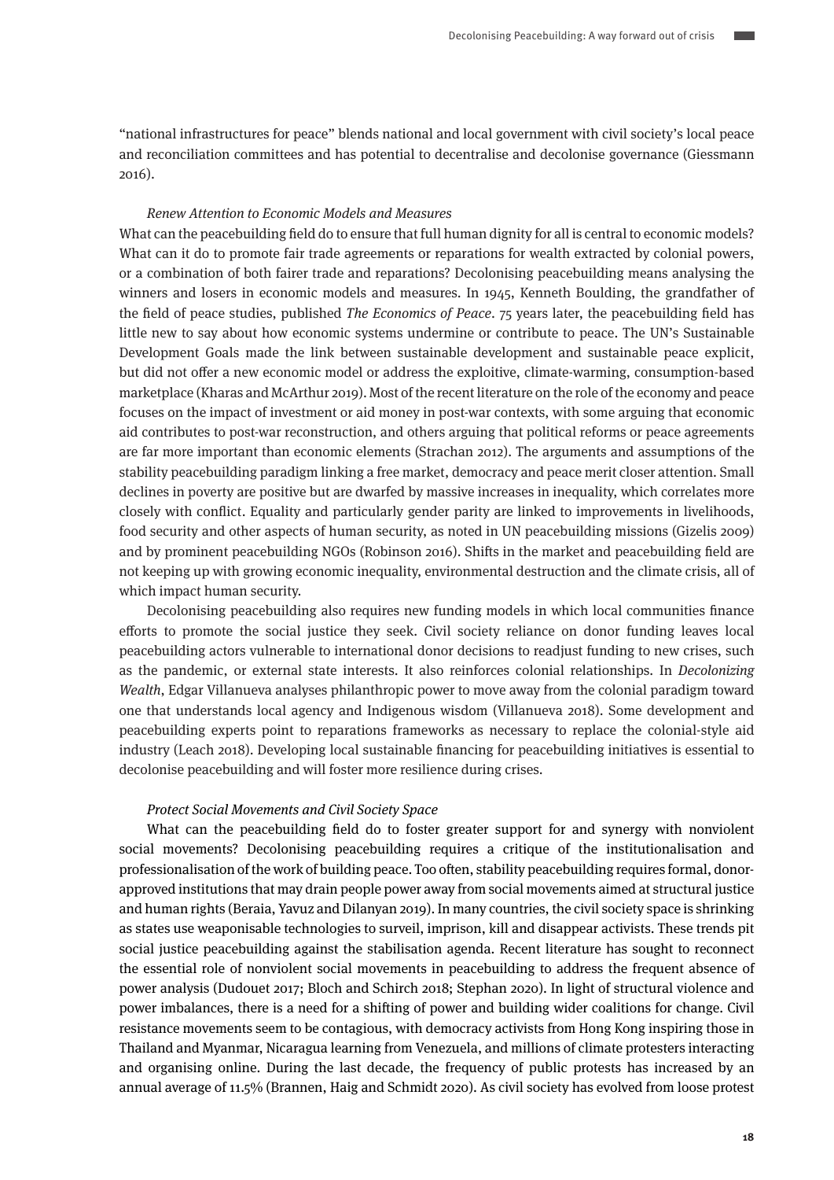"national infrastructures for peace" blends national and local government with civil society's local peace and reconciliation committees and has potential to decentralise and decolonise governance (Giessmann 2016).

*Renew Attention to Economic Models and Measures*

What can the peacebuilding field do to ensure that full human dignity for all is central to economic models? What can it do to promote fair trade agreements or reparations for wealth extracted by colonial powers, or a combination of both fairer trade and reparations? Decolonising peacebuilding means analysing the winners and losers in economic models and measures. In 1945, Kenneth Boulding, the grandfather of the field of peace studies, published *The Economics of Peace*. 75 years later, the peacebuilding field has little new to say about how economic systems undermine or contribute to peace. The UN's Sustainable Development Goals made the link between sustainable development and sustainable peace explicit, but did not offer a new economic model or address the exploitive, climate-warming, consumption-based marketplace (Kharas and McArthur 2019). Most of the recent literature on the role of the economy and peace focuses on the impact of investment or aid money in post-war contexts, with some arguing that economic aid contributes to post-war reconstruction, and others arguing that political reforms or peace agreements are far more important than economic elements (Strachan 2012). The arguments and assumptions of the stability peacebuilding paradigm linking a free market, democracy and peace merit closer attention. Small declines in poverty are positive but are dwarfed by massive increases in inequality, which correlates more closely with conflict. Equality and particularly gender parity are linked to improvements in livelihoods, food security and other aspects of human security, as noted in UN peacebuilding missions (Gizelis 2009) and by prominent peacebuilding NGOs (Robinson 2016). Shifts in the market and peacebuilding field are not keeping up with growing economic inequality, environmental destruction and the climate crisis, all of which impact human security.

Decolonising peacebuilding also requires new funding models in which local communities finance efforts to promote the social justice they seek. Civil society reliance on donor funding leaves local peacebuilding actors vulnerable to international donor decisions to readjust funding to new crises, such as the pandemic, or external state interests. It also reinforces colonial relationships. In *Decolonizing Wealth*, Edgar Villanueva analyses philanthropic power to move away from the colonial paradigm toward one that understands local agency and Indigenous wisdom (Villanueva 2018). Some development and peacebuilding experts point to reparations frameworks as necessary to replace the colonial-style aid industry (Leach 2018). Developing local sustainable financing for peacebuilding initiatives is essential to decolonise peacebuilding and will foster more resilience during crises.

*Protect Social Movements and Civil Society Space*

What can the peacebuilding field do to foster greater support for and synergy with nonviolent social movements? Decolonising peacebuilding requires a critique of the institutionalisation and professionalisation of the work of building peace. Too often, stability peacebuilding requires formal, donor-approved institutions that may drain people power away from social movements aimed at structural justice and human rights (Beraia, Yavuz and Dilanyan 2019). In many countries, the civil society space is shrinking as states use weaponisable technologies to surveil, imprison, kill and disappear activists. These trends pit social justice peacebuilding against the stabilisation agenda. Recent literature has sought to reconnect the essential role of nonviolent social movements in peacebuilding to address the frequent absence of power analysis (Dudouet 2017; Bloch and Schirch 2018; Stephan 2020). In light of structural violence and power imbalances, there is a need for a shifting of power and building wider coalitions for change. Civil resistance movements seem to be contagious, with democracy activists from Hong Kong inspiring those in Thailand and Myanmar, Nicaragua learning from Venezuela, and millions of climate protesters interacting and organising online. During the last decade, the frequency of public protests has increased by an annual average of 11.5% (Brannen, Haig and Schmidt 2020). As civil society has evolved from loose protest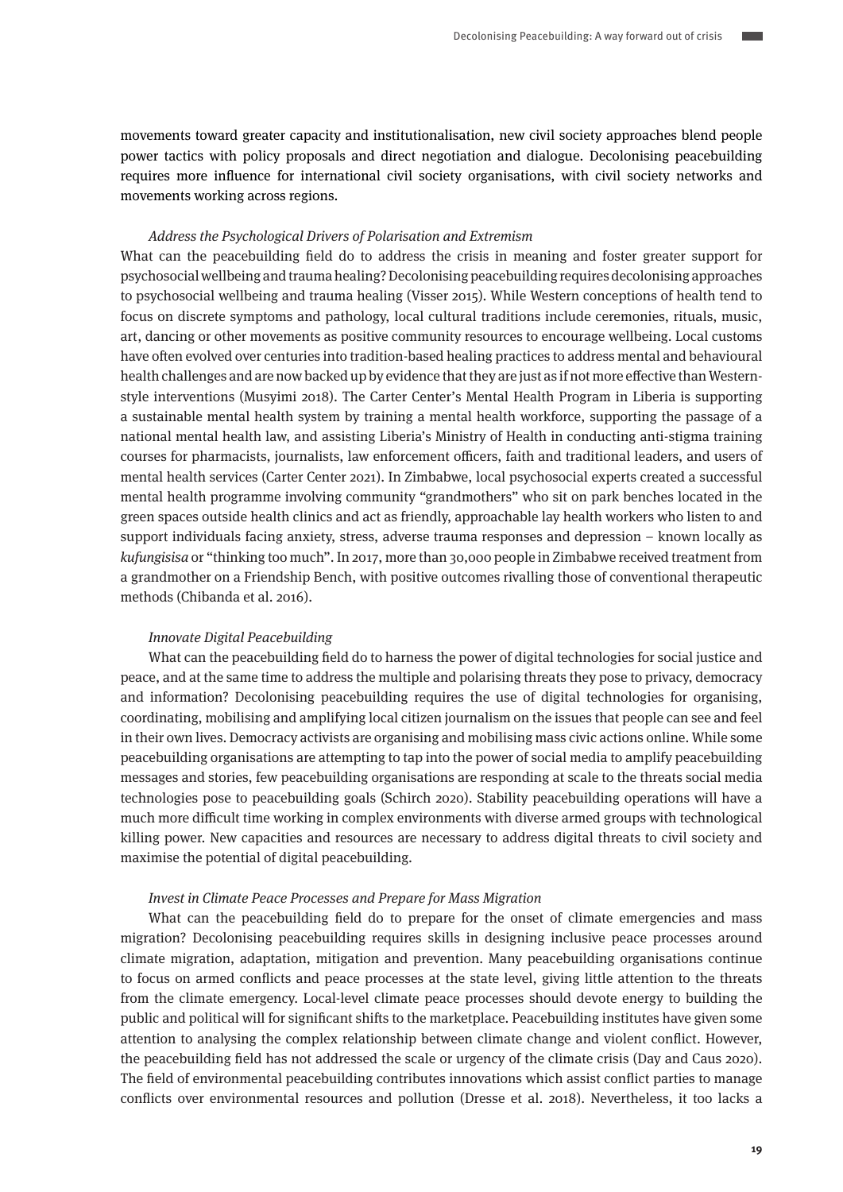movements toward greater capacity and institutionalisation, new civil society approaches blend people power tactics with policy proposals and direct negotiation and dialogue. Decolonising peacebuilding requires more influence for international civil society organisations, with civil society networks and movements working across regions.

*Address the Psychological Drivers of Polarisation and Extremism*

What can the peacebuilding field do to address the crisis in meaning and foster greater support for psychosocial wellbeing and trauma healing? Decolonising peacebuilding requires decolonising approaches to psychosocial wellbeing and trauma healing (Visser 2015). While Western conceptions of health tend to focus on discrete symptoms and pathology, local cultural traditions include ceremonies, rituals, music, art, dancing or other movements as positive community resources to encourage wellbeing. Local customs have often evolved over centuries into tradition-based healing practices to address mental and behavioural health challenges and are now backed up by evidence that they are just as if not more effective than Western-style interventions (Musyimi 2018). The Carter Center's Mental Health Program in Liberia is supporting a sustainable mental health system by training a mental health workforce, supporting the passage of a national mental health law, and assisting Liberia's Ministry of Health in conducting anti-stigma training courses for pharmacists, journalists, law enforcement officers, faith and traditional leaders, and users of mental health services (Carter Center 2021). In Zimbabwe, local psychosocial experts created a successful mental health programme involving community "grandmothers" who sit on park benches located in the green spaces outside health clinics and act as friendly, approachable lay health workers who listen to and support individuals facing anxiety, stress, adverse trauma responses and depression – known locally as *kufungisisa* or "thinking too much". In 2017, more than 30,000 people in Zimbabwe received treatment from a grandmother on a Friendship Bench, with positive outcomes rivalling those of conventional therapeutic methods (Chibanda et al. 2016).

*Innovate Digital Peacebuilding*

What can the peacebuilding field do to harness the power of digital technologies for social justice and peace, and at the same time to address the multiple and polarising threats they pose to privacy, democracy and information? Decolonising peacebuilding requires the use of digital technologies for organising, coordinating, mobilising and amplifying local citizen journalism on the issues that people can see and feel in their own lives. Democracy activists are organising and mobilising mass civic actions online. While some peacebuilding organisations are attempting to tap into the power of social media to amplify peacebuilding messages and stories, few peacebuilding organisations are responding at scale to the threats social media technologies pose to peacebuilding goals (Schirch 2020). Stability peacebuilding operations will have a much more difficult time working in complex environments with diverse armed groups with technological killing power. New capacities and resources are necessary to address digital threats to civil society and maximise the potential of digital peacebuilding.

*Invest in Climate Peace Processes and Prepare for Mass Migration*

What can the peacebuilding field do to prepare for the onset of climate emergencies and mass migration? Decolonising peacebuilding requires skills in designing inclusive peace processes around climate migration, adaptation, mitigation and prevention. Many peacebuilding organisations continue to focus on armed conflicts and peace processes at the state level, giving little attention to the threats from the climate emergency. Local-level climate peace processes should devote energy to building the public and political will for significant shifts to the marketplace. Peacebuilding institutes have given some attention to analysing the complex relationship between climate change and violent conflict. However, the peacebuilding field has not addressed the scale or urgency of the climate crisis (Day and Caus 2020). The field of environmental peacebuilding contributes innovations which assist conflict parties to manage conflicts over environmental resources and pollution (Dresse et al. 2018). Nevertheless, it too lacks a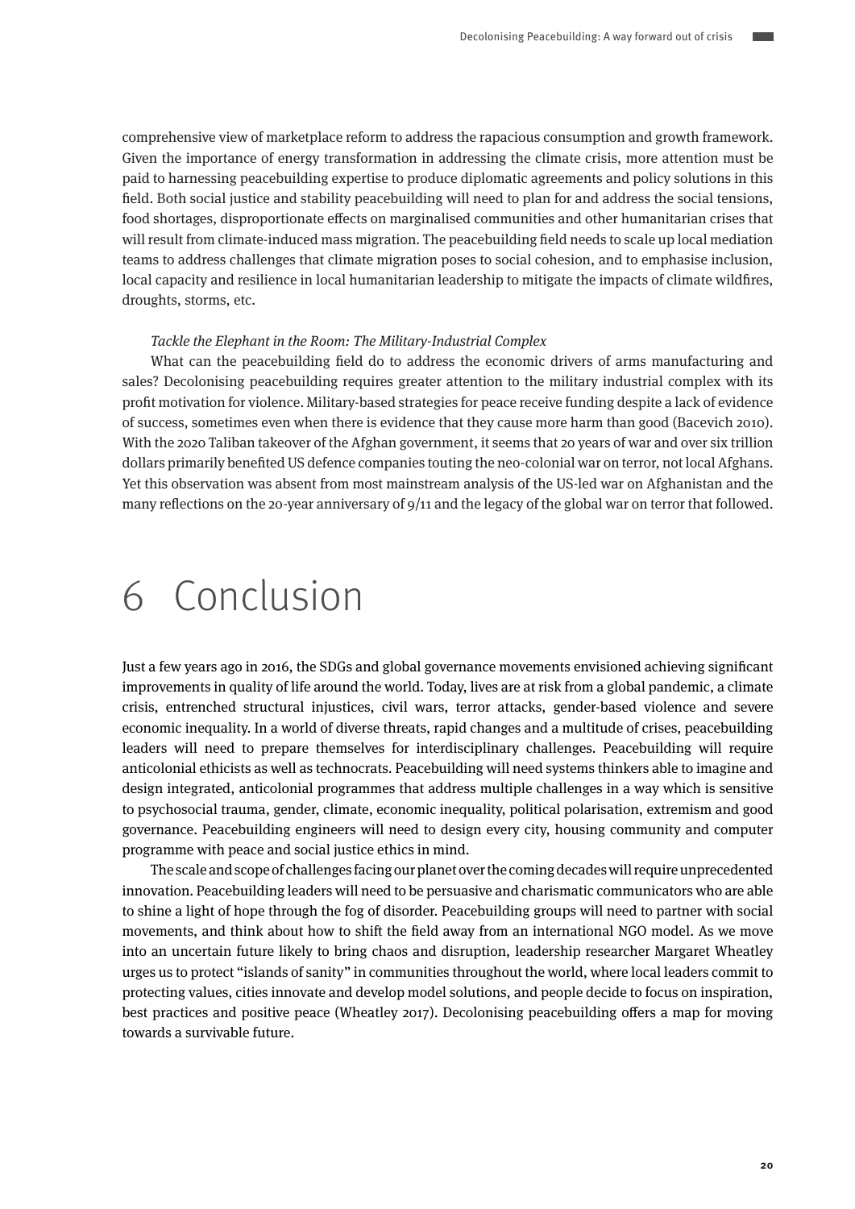comprehensive view of marketplace reform to address the rapacious consumption and growth framework. Given the importance of energy transformation in addressing the climate crisis, more attention must be paid to harnessing peacebuilding expertise to produce diplomatic agreements and policy solutions in this field. Both social justice and stability peacebuilding will need to plan for and address the social tensions, food shortages, disproportionate effects on marginalised communities and other humanitarian crises that will result from climate-induced mass migration. The peacebuilding field needs to scale up local mediation teams to address challenges that climate migration poses to social cohesion, and to emphasise inclusion, local capacity and resilience in local humanitarian leadership to mitigate the impacts of climate wildfires, droughts, storms, etc.

*Tackle the Elephant in the Room: The Military-Industrial Complex*

What can the peacebuilding field do to address the economic drivers of arms manufacturing and sales? Decolonising peacebuilding requires greater attention to the military industrial complex with its profit motivation for violence. Military-based strategies for peace receive funding despite a lack of evidence of success, sometimes even when there is evidence that they cause more harm than good (Bacevich 2010). With the 2020 Taliban takeover of the Afghan government, it seems that 20 years of war and over six trillion dollars primarily benefited US defence companies touting the neo-colonial war on terror, not local Afghans. Yet this observation was absent from most mainstream analysis of the US-led war on Afghanistan and the many reflections on the 20-year anniversary of 9/11 and the legacy of the global war on terror that followed.

# 6 Conclusion

Just a few years ago in 2016, the SDGs and global governance movements envisioned achieving significant improvements in quality of life around the world. Today, lives are at risk from a global pandemic, a climate crisis, entrenched structural injustices, civil wars, terror attacks, gender-based violence and severe economic inequality. In a world of diverse threats, rapid changes and a multitude of crises, peacebuilding leaders will need to prepare themselves for interdisciplinary challenges. Peacebuilding will require anticolonial ethicists as well as technocrats. Peacebuilding will need systems thinkers able to imagine and design integrated, anticolonial programmes that address multiple challenges in a way which is sensitive to psychosocial trauma, gender, climate, economic inequality, political polarisation, extremism and good governance. Peacebuilding engineers will need to design every city, housing community and computer programme with peace and social justice ethics in mind.

The scale and scope of challenges facing our planet over the coming decades will require unprecedented innovation. Peacebuilding leaders will need to be persuasive and charismatic communicators who are able to shine a light of hope through the fog of disorder. Peacebuilding groups will need to partner with social movements, and think about how to shift the field away from an international NGO model. As we move into an uncertain future likely to bring chaos and disruption, leadership researcher Margaret Wheatley urges us to protect "islands of sanity" in communities throughout the world, where local leaders commit to protecting values, cities innovate and develop model solutions, and people decide to focus on inspiration, best practices and positive peace (Wheatley 2017). Decolonising peacebuilding offers a map for moving towards a survivable future.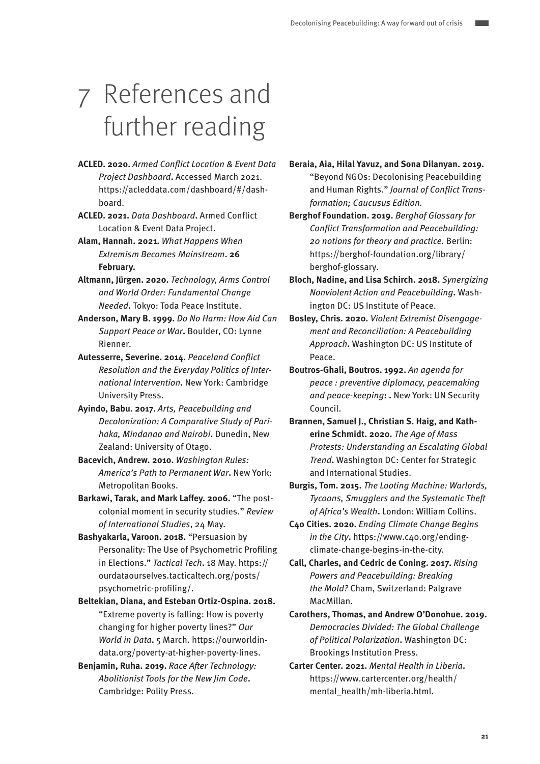# 7 References and further reading

**ACLED. 2020.** *Armed Conflict Location & Event Data Project Dashboard*. Accessed March 2021. https://acleddata.com/dashboard/#/dashboard.

**ACLED. 2021.** *Data Dashboard*. Armed Conflict Location & Event Data Project.

**Alam, Hannah. 2021.** *What Happens When Extremism Becomes Mainstream*. **26 February.**

**Altmann, Jürgen. 2020.** *Technology, Arms Control and World Order: Fundamental Change Needed*. Tokyo: Toda Peace Institute.

**Anderson, Mary B. 1999.** *Do No Harm: How Aid Can Support Peace or War*. Boulder, CO: Lynne Rienner.

**Autesserre, Severine. 2014.** *Peaceland Conflict Resolution and the Everyday Politics of International Intervention*. New York: Cambridge University Press.

**Ayindo, Babu. 2017.** *Arts, Peacebuilding and Decolonization: A Comparative Study of Parihaka, Mindanao and Nairobi*. Dunedin, New Zealand: University of Otago.

**Bacevich, Andrew. 2010.** *Washington Rules: America's Path to Permanent War*. New York: Metropolitan Books.

**Barkawi, Tarak, and Mark Laffey. 2006.** "The postcolonial moment in security studies." *Review of International Studies*, 24 May.

**Bashyakarla, Varoon. 2018.** "Persuasion by Personality: The Use of Psychometric Profiling in Elections." *Tactical Tech*. 18 May. https://ourdataourselves.tacticaltech.org/posts/psychometric-profiling/.

**Beltekian, Diana, and Esteban Ortiz-Ospina. 2018.** "Extreme poverty is falling: How is poverty changing for higher poverty lines?" *Our World in Data*. 5 March. https://ourworldindata.org/poverty-at-higher-poverty-lines.

**Benjamin, Ruha. 2019.** *Race After Technology: Abolitionist Tools for the New Jim Code*. Cambridge: Polity Press.

**Beraia, Aia, Hilal Yavuz, and Sona Dilanyan. 2019.** "Beyond NGOs: Decolonising Peacebuilding and Human Rights." *Journal of Conflict Transformation; Caucusus Edition.*

**Berghof Foundation. 2019.** *Berghof Glossary for Conflict Transformation and Peacebuilding: 20 notions for theory and practice.* Berlin: https://berghof-foundation.org/library/berghof-glossary.

**Bloch, Nadine, and Lisa Schirch. 2018.** *Synergizing Nonviolent Action and Peacebuilding*. Washington DC: US Institute of Peace.

**Bosley, Chris. 2020.** *Violent Extremist Disengagement and Reconciliation: A Peacebuilding Approach*. Washington DC: US Institute of Peace.

**Boutros-Ghali, Boutros. 1992.** *An agenda for peace : preventive diplomacy, peacemaking and peace-keeping*: . New York: UN Security Council.

**Brannen, Samuel J., Christian S. Haig, and Katherine Schmidt. 2020.** *The Age of Mass Protests: Understanding an Escalating Global Trend*. Washington DC: Center for Strategic and International Studies.

**Burgis, Tom. 2015.** *The Looting Machine: Warlords, Tycoons, Smugglers and the Systematic Theft of Africa's Wealth*. London: William Collins.

**C40 Cities. 2020.** *Ending Climate Change Begins in the City*. https://www.c40.org/ending-climate-change-begins-in-the-city.

**Call, Charles, and Cedric de Coning. 2017.** *Rising Powers and Peacebuilding: Breaking the Mold?* Cham, Switzerland: Palgrave MacMillan.

**Carothers, Thomas, and Andrew O'Donohue. 2019.** *Democracies Divided: The Global Challenge of Political Polarization*. Washington DC: Brookings Institution Press.

**Carter Center. 2021.** *Mental Health in Liberia*. https://www.cartercenter.org/health/mental_health/mh-liberia.html.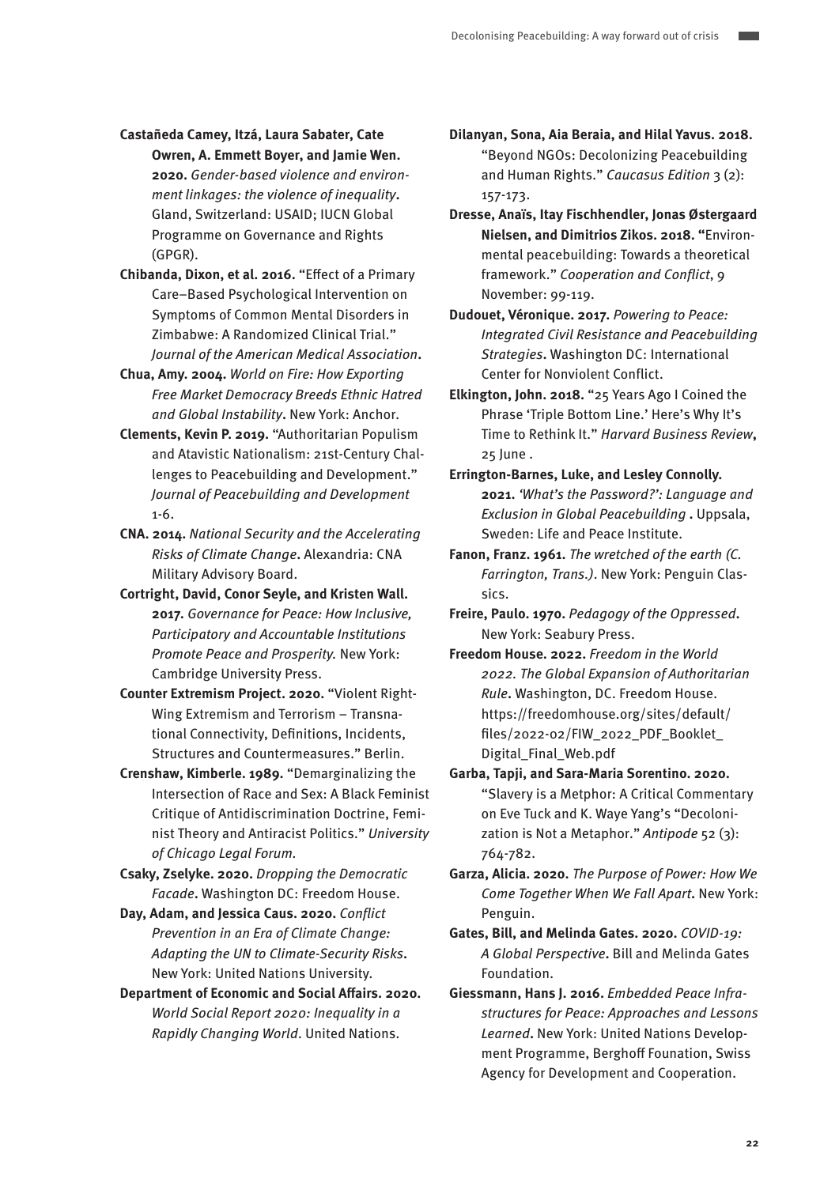**Castañeda Camey, Itzá, Laura Sabater, Cate Owren, A. Emmett Boyer, and Jamie Wen. 2020.** *Gender-based violence and environment linkages: the violence of inequality*. Gland, Switzerland: USAID; IUCN Global Programme on Governance and Rights (GPGR).

**Chibanda, Dixon, et al. 2016.** "Effect of a Primary Care–Based Psychological Intervention on Symptoms of Common Mental Disorders in Zimbabwe: A Randomized Clinical Trial." *Journal of the American Medical Association*.

**Chua, Amy. 2004.** *World on Fire: How Exporting Free Market Democracy Breeds Ethnic Hatred and Global Instability*. New York: Anchor.

**Clements, Kevin P. 2019.** "Authoritarian Populism and Atavistic Nationalism: 21st-Century Challenges to Peacebuilding and Development." *Journal of Peacebuilding and Development* 1-6.

**CNA. 2014.** *National Security and the Accelerating Risks of Climate Change*. Alexandria: CNA Military Advisory Board.

**Cortright, David, Conor Seyle, and Kristen Wall. 2017.** *Governance for Peace: How Inclusive, Participatory and Accountable Institutions Promote Peace and Prosperity.* New York: Cambridge University Press.

**Counter Extremism Project. 2020.** "Violent Right-Wing Extremism and Terrorism – Transnational Connectivity, Definitions, Incidents, Structures and Countermeasures." Berlin.

**Crenshaw, Kimberle. 1989.** "Demarginalizing the Intersection of Race and Sex: A Black Feminist Critique of Antidiscrimination Doctrine, Feminist Theory and Antiracist Politics." *University of Chicago Legal Forum*.

**Csaky, Zselyke. 2020.** *Dropping the Democratic Facade*. Washington DC: Freedom House.

**Day, Adam, and Jessica Caus. 2020.** *Conflict Prevention in an Era of Climate Change: Adapting the UN to Climate-Security Risks*. New York: United Nations University.

**Department of Economic and Social Affairs. 2020.** *World Social Report 2020: Inequality in a Rapidly Changing World*. United Nations.

**Dilanyan, Sona, Aia Beraia, and Hilal Yavus. 2018.** "Beyond NGOs: Decolonizing Peacebuilding and Human Rights." *Caucasus Edition* 3 (2): 157-173.

**Dresse, Anaïs, Itay Fischhendler, Jonas Østergaard Nielsen, and Dimitrios Zikos. 2018.** "Environmental peacebuilding: Towards a theoretical framework." *Cooperation and Conflict*, 9 November: 99-119.

**Dudouet, Véronique. 2017.** *Powering to Peace: Integrated Civil Resistance and Peacebuilding Strategies*. Washington DC: International Center for Nonviolent Conflict.

**Elkington, John. 2018.** "25 Years Ago I Coined the Phrase 'Triple Bottom Line.' Here's Why It's Time to Rethink It." *Harvard Business Review*, 25 June .

**Errington-Barnes, Luke, and Lesley Connolly. 2021.** *'What's the Password?': Language and Exclusion in Global Peacebuilding* . Uppsala, Sweden: Life and Peace Institute.

**Fanon, Franz. 1961.** *The wretched of the earth (C. Farrington, Trans.)*. New York: Penguin Classics.

**Freire, Paulo. 1970.** *Pedagogy of the Oppressed*. New York: Seabury Press.

**Freedom House. 2022.** *Freedom in the World 2022. The Global Expansion of Authoritarian Rule*. Washington, DC. Freedom House. https://freedomhouse.org/sites/default/files/2022-02/FIW_2022_PDF_Booklet_Digital_Final_Web.pdf

**Garba, Tapji, and Sara-Maria Sorentino. 2020.** "Slavery is a Metphor: A Critical Commentary on Eve Tuck and K. Waye Yang's "Decolonization is Not a Metaphor." *Antipode* 52 (3): 764-782.

**Garza, Alicia. 2020.** *The Purpose of Power: How We Come Together When We Fall Apart*. New York: Penguin.

**Gates, Bill, and Melinda Gates. 2020.** *COVID-19: A Global Perspective*. Bill and Melinda Gates Foundation.

**Giessmann, Hans J. 2016.** *Embedded Peace Infrastructures for Peace: Approaches and Lessons Learned*. New York: United Nations Development Programme, Berghoff Founation, Swiss Agency for Development and Cooperation.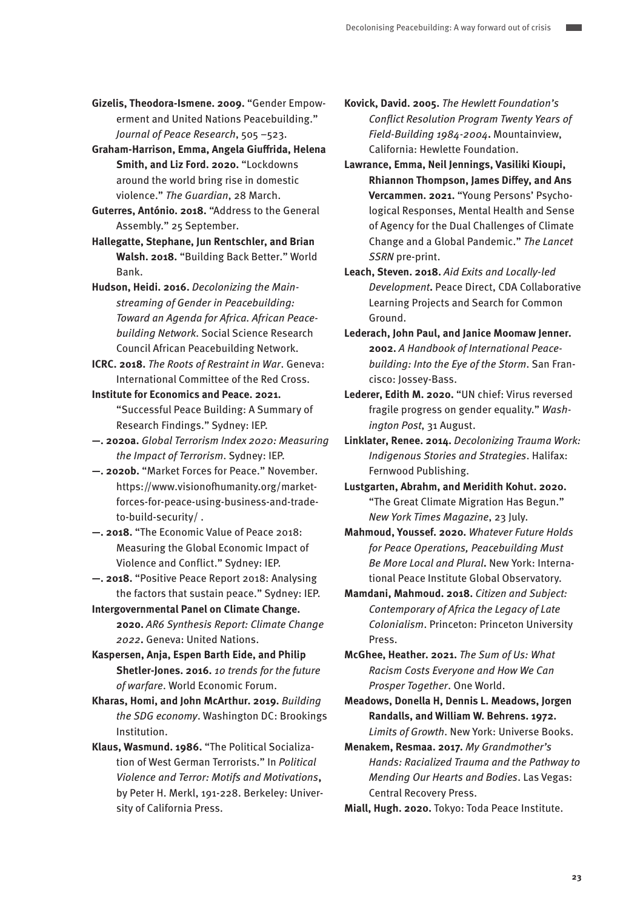**Gizelis, Theodora-Ismene. 2009.** "Gender Empowerment and United Nations Peacebuilding." *Journal of Peace Research*, 505 –523.

**Graham-Harrison, Emma, Angela Giuffrida, Helena Smith, and Liz Ford. 2020.** "Lockdowns around the world bring rise in domestic violence." *The Guardian*, 28 March.

**Guterres, António. 2018.** "Address to the General Assembly." 25 September.

**Hallegatte, Stephane, Jun Rentschler, and Brian Walsh. 2018.** "Building Back Better." World Bank.

**Hudson, Heidi. 2016.** *Decolonizing the Mainstreaming of Gender in Peacebuilding: Toward an Agenda for Africa. African Peacebuilding Network*. Social Science Research Council African Peacebuilding Network.

**ICRC. 2018.** *The Roots of Restraint in War*. Geneva: International Committee of the Red Cross.

**Institute for Economics and Peace. 2021.** "Successful Peace Building: A Summary of Research Findings." Sydney: IEP.

**—. 2020a.** *Global Terrorism Index 2020: Measuring the Impact of Terrorism*. Sydney: IEP.

**—. 2020b.** "Market Forces for Peace." November. https://www.visionofhumanity.org/market-forces-for-peace-using-business-and-trade-to-build-security/ .

**—. 2018.** "The Economic Value of Peace 2018: Measuring the Global Economic Impact of Violence and Conflict." Sydney: IEP.

**—. 2018.** "Positive Peace Report 2018: Analysing the factors that sustain peace." Sydney: IEP.

**Intergovernmental Panel on Climate Change. 2020.** *AR6 Synthesis Report: Climate Change 2022*. Geneva: United Nations.

**Kaspersen, Anja, Espen Barth Eide, and Philip Shetler-Jones. 2016.** *10 trends for the future of warfare*. World Economic Forum.

**Kharas, Homi, and John McArthur. 2019.** *Building the SDG economy*. Washington DC: Brookings Institution.

**Klaus, Wasmund. 1986.** "The Political Socialization of West German Terrorists." In *Political Violence and Terror: Motifs and Motivations*, by Peter H. Merkl, 191-228. Berkeley: University of California Press.

**Kovick, David. 2005.** *The Hewlett Foundation's Conflict Resolution Program Twenty Years of Field-Building 1984-2004*. Mountainview, California: Hewlette Foundation.

**Lawrance, Emma, Neil Jennings, Vasiliki Kioupi, Rhiannon Thompson, James Diffey, and Ans Vercammen. 2021.** "Young Persons' Psychological Responses, Mental Health and Sense of Agency for the Dual Challenges of Climate Change and a Global Pandemic." *The Lancet SSRN* pre-print.

**Leach, Steven. 2018.** *Aid Exits and Locally-led Development*. Peace Direct, CDA Collaborative Learning Projects and Search for Common Ground.

**Lederach, John Paul, and Janice Moomaw Jenner. 2002.** *A Handbook of International Peacebuilding: Into the Eye of the Storm*. San Francisco: Jossey-Bass.

**Lederer, Edith M. 2020.** "UN chief: Virus reversed fragile progress on gender equality." *Washington Post*, 31 August.

**Linklater, Renee. 2014.** *Decolonizing Trauma Work: Indigenous Stories and Strategies*. Halifax: Fernwood Publishing.

**Lustgarten, Abrahm, and Meridith Kohut. 2020.** "The Great Climate Migration Has Begun." *New York Times Magazine*, 23 July.

**Mahmoud, Youssef. 2020.** *Whatever Future Holds for Peace Operations, Peacebuilding Must Be More Local and Plural*. New York: International Peace Institute Global Observatory.

**Mamdani, Mahmoud. 2018.** *Citizen and Subject: Contemporary of Africa the Legacy of Late Colonialism*. Princeton: Princeton University Press.

**McGhee, Heather. 2021.** *The Sum of Us: What Racism Costs Everyone and How We Can Prosper Together*. One World.

**Meadows, Donella H, Dennis L. Meadows, Jorgen Randalls, and William W. Behrens. 1972.** *Limits of Growth*. New York: Universe Books.

**Menakem, Resmaa. 2017.** *My Grandmother's Hands: Racialized Trauma and the Pathway to Mending Our Hearts and Bodies*. Las Vegas: Central Recovery Press.

**Miall, Hugh. 2020.** Tokyo: Toda Peace Institute.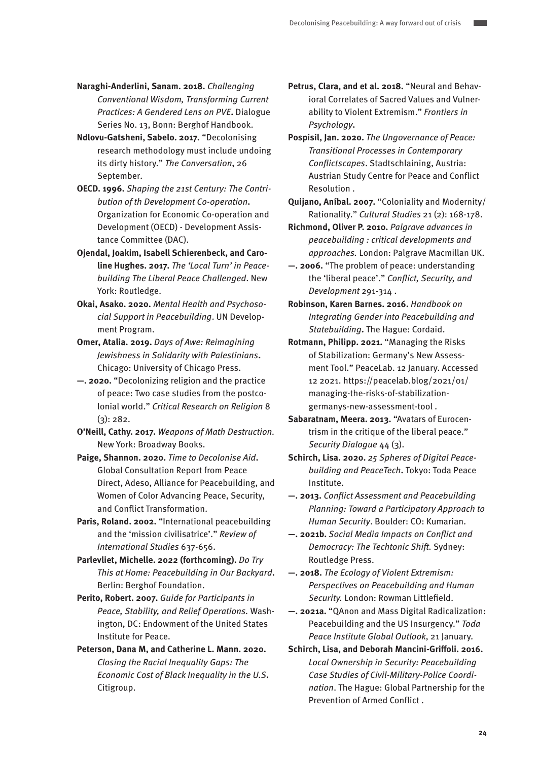**Naraghi-Anderlini, Sanam. 2018.** *Challenging Conventional Wisdom, Transforming Current Practices: A Gendered Lens on PVE***.** Dialogue Series No. 13, Bonn: Berghof Handbook.

**Ndlovu-Gatsheni, Sabelo. 2017.** "Decolonising research methodology must include undoing its dirty history." *The Conversation***,** 26 September.

**OECD. 1996.** *Shaping the 21st Century: The Contribution of th Development Co-operation***.** Organization for Economic Co-operation and Development (OECD) - Development Assistance Committee (DAC).

**Ojendal, Joakim, Isabell Schierenbeck, and Caroline Hughes. 2017.** *The 'Local Turn' in Peacebuilding The Liberal Peace Challenged*. New York: Routledge.

**Okai, Asako. 2020.** *Mental Health and Psychosocial Support in Peacebuilding*. UN Development Program.

**Omer, Atalia. 2019.** *Days of Awe: Reimagining Jewishness in Solidarity with Palestinians***.** Chicago: University of Chicago Press.

**—. 2020.** "Decolonizing religion and the practice of peace: Two case studies from the postcolonial world." *Critical Research on Religion* 8 (3): 282.

**O'Neill, Cathy. 2017.** *Weapons of Math Destruction.* New York: Broadway Books.

**Paige, Shannon. 2020.** *Time to Decolonise Aid***.** Global Consultation Report from Peace Direct, Adeso, Alliance for Peacebuilding, and Women of Color Advancing Peace, Security, and Conflict Transformation.

**Paris, Roland. 2002.** "International peacebuilding and the 'mission civilisatrice'." *Review of International Studies* 637-656.

**Parlevliet, Michelle. 2022 (forthcoming).** *Do Try This at Home: Peacebuilding in Our Backyard***.** Berlin: Berghof Foundation.

**Perito, Robert. 2007.** *Guide for Participants in Peace, Stability, and Relief Operations.* Washington, DC: Endowment of the United States Institute for Peace.

**Peterson, Dana M, and Catherine L. Mann. 2020.** *Closing the Racial Inequality Gaps: The Economic Cost of Black Inequality in the U.S***.** Citigroup.

**Petrus, Clara, and et al. 2018.** "Neural and Behavioral Correlates of Sacred Values and Vulnerability to Violent Extremism." *Frontiers in Psychology***.**

**Pospisil, Jan. 2020.** *The Ungovernance of Peace: Transitional Processes in Contemporary Conflictscapes*. Stadtschlaining, Austria: Austrian Study Centre for Peace and Conflict Resolution .

**Quijano, Aníbal. 2007.** "Coloniality and Modernity/Rationality." *Cultural Studies* 21 (2): 168-178.

**Richmond, Oliver P. 2010.** *Palgrave advances in peacebuilding : critical developments and approaches.* London: Palgrave Macmillan UK.

**—. 2006.** "The problem of peace: understanding the 'liberal peace'." *Conflict, Security, and Development* 291-314 .

**Robinson, Karen Barnes. 2016.** *Handbook on Integrating Gender into Peacebuilding and Statebuilding***.** The Hague: Cordaid.

**Rotmann, Philipp. 2021.** "Managing the Risks of Stabilization: Germany's New Assessment Tool." PeaceLab. 12 January. Accessed 12 2021. https://peacelab.blog/2021/01/managing-the-risks-of-stabilization-germanys-new-assessment-tool .

**Sabaratnam, Meera. 2013.** "Avatars of Eurocentrism in the critique of the liberal peace." *Security Dialogue* 44 (3).

**Schirch, Lisa. 2020.** *25 Spheres of Digital Peacebuilding and PeaceTech***.** Tokyo: Toda Peace Institute.

**—. 2013.** *Conflict Assessment and Peacebuilding Planning: Toward a Participatory Approach to Human Security*. Boulder: CO: Kumarian.

**—. 2021b.** *Social Media Impacts on Conflict and Democracy: The Techtonic Shift.* Sydney: Routledge Press.

**—. 2018.** *The Ecology of Violent Extremism: Perspectives on Peacebuilding and Human Security.* London: Rowman Littlefield.

**—. 2021a.** "QAnon and Mass Digital Radicalization: Peacebuilding and the US Insurgency." *Toda Peace Institute Global Outlook*, 21 January.

**Schirch, Lisa, and Deborah Mancini-Griffoli. 2016.** *Local Ownership in Security: Peacebuilding Case Studies of Civil-Military-Police Coordination*. The Hague: Global Partnership for the Prevention of Armed Conflict .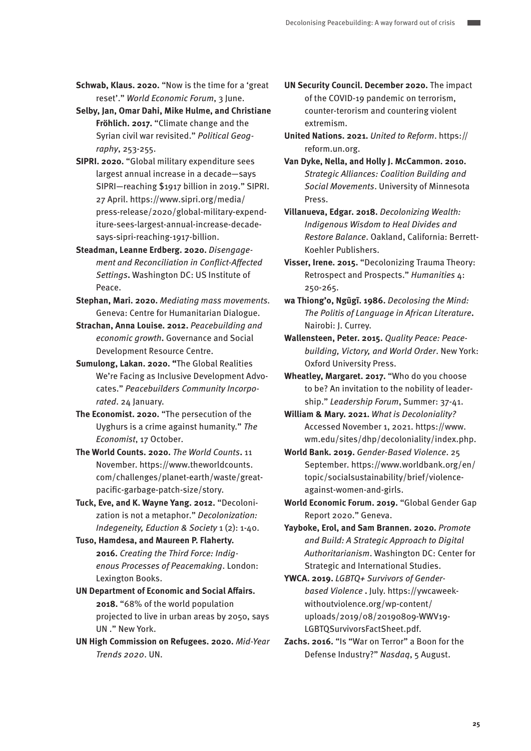**Schwab, Klaus. 2020.** "Now is the time for a 'great reset'." *World Economic Forum*, 3 June.

**Selby, Jan, Omar Dahi, Mike Hulme, and Christiane Fröhlich. 2017.** "Climate change and the Syrian civil war revisited." *Political Geography*, 253-255.

**SIPRI. 2020.** "Global military expenditure sees largest annual increase in a decade—says SIPRI—reaching $1917 billion in 2019." SIPRI. 27 April. https://www.sipri.org/media/press-release/2020/global-military-expenditure-sees-largest-annual-increase-decade-says-sipri-reaching-1917-billion.

**Steadman, Leanne Erdberg. 2020.** *Disengagement and Reconciliation in Conflict-Affected Settings*. Washington DC: US Institute of Peace.

**Stephan, Mari. 2020.** *Mediating mass movements*. Geneva: Centre for Humanitarian Dialogue.

**Strachan, Anna Louise. 2012.** *Peacebuilding and economic growth*. Governance and Social Development Resource Centre.

**Sumulong, Lakan. 2020.** "The Global Realities We're Facing as Inclusive Development Advocates." *Peacebuilders Community Incorporated*. 24 January.

**The Economist. 2020.** "The persecution of the Uyghurs is a crime against humanity." *The Economist*, 17 October.

**The World Counts. 2020.** *The World Counts*. 11 November. https://www.theworldcounts.com/challenges/planet-earth/waste/great-pacific-garbage-patch-size/story.

**Tuck, Eve, and K. Wayne Yang. 2012.** "Decolonization is not a metaphor." *Decolonization: Indegeneity, Eduction & Society* 1 (2): 1-40.

**Tuso, Hamdesa, and Maureen P. Flaherty. 2016.** *Creating the Third Force: Indigenous Processes of Peacemaking*. London: Lexington Books.

**UN Department of Economic and Social Affairs. 2018.** "68% of the world population projected to live in urban areas by 2050, says UN ." New York.

**UN High Commission on Refugees. 2020.** *Mid-Year Trends 2020*. UN.

**UN Security Council. December 2020.** The impact of the COVID-19 pandemic on terrorism, counter-terorism and countering violent extremism.

**United Nations. 2021.** *United to Reform*. https://reform.un.org.

**Van Dyke, Nella, and Holly J. McCammon. 2010.** *Strategic Alliances: Coalition Building and Social Movements*. University of Minnesota Press.

**Villanueva, Edgar. 2018.** *Decolonizing Wealth: Indigenous Wisdom to Heal Divides and Restore Balance*. Oakland, California: Berrett-Koehler Publishers.

**Visser, Irene. 2015.** "Decolonizing Trauma Theory: Retrospect and Prospects." *Humanities* 4: 250-265.

**wa Thiong'o, Ngũgĩ. 1986.** *Decolosing the Mind: The Politis of Language in African Literature*. Nairobi: J. Currey.

**Wallensteen, Peter. 2015.** *Quality Peace: Peacebuilding, Victory, and World Order*. New York: Oxford University Press.

**Wheatley, Margaret. 2017.** "Who do you choose to be? An invitation to the nobility of leadership." *Leadership Forum*, Summer: 37-41.

**William & Mary. 2021.** *What is Decoloniality?* Accessed November 1, 2021. https://www.wm.edu/sites/dhp/decoloniality/index.php.

**World Bank. 2019.** *Gender-Based Violence*. 25 September. https://www.worldbank.org/en/topic/socialsustainability/brief/violence-against-women-and-girls.

**World Economic Forum. 2019.** "Global Gender Gap Report 2020." Geneva.

**Yayboke, Erol, and Sam Brannen. 2020.** *Promote and Build: A Strategic Approach to Digital Authoritarianism*. Washington DC: Center for Strategic and International Studies.

**YWCA. 2019.** *LGBTQ+ Survivors of Gender-based Violence* . July. https://ywcaweek-withoutviolence.org/wp-content/uploads/2019/08/20190809-WWV19-LGBTQSurvivorsFactSheet.pdf.

**Zachs. 2016.** "Is "War on Terror" a Boon for the Defense Industry?" *Nasdaq*, 5 August.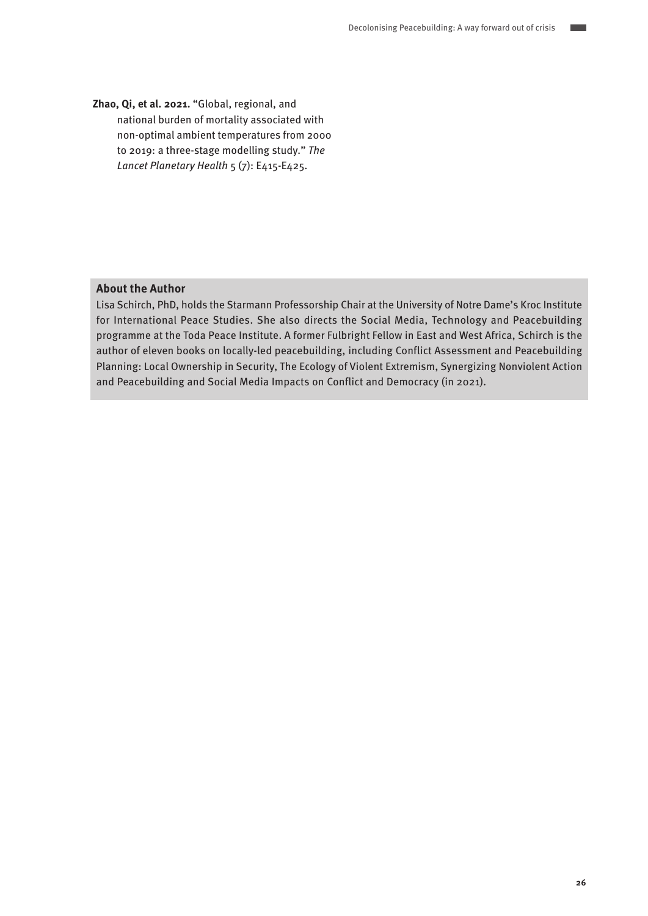**Zhao, Qi, et al. 2021.** "Global, regional, and national burden of mortality associated with non-optimal ambient temperatures from 2000 to 2019: a three-stage modelling study." *The Lancet Planetary Health* 5 (7): E415-E425.

**About the Author**

Lisa Schirch, PhD, holds the Starmann Professorship Chair at the University of Notre Dame's Kroc Institute for International Peace Studies. She also directs the Social Media, Technology and Peacebuilding programme at the Toda Peace Institute. A former Fulbright Fellow in East and West Africa, Schirch is the author of eleven books on locally-led peacebuilding, including Conflict Assessment and Peacebuilding Planning: Local Ownership in Security, The Ecology of Violent Extremism, Synergizing Nonviolent Action and Peacebuilding and Social Media Impacts on Conflict and Democracy (in 2021).